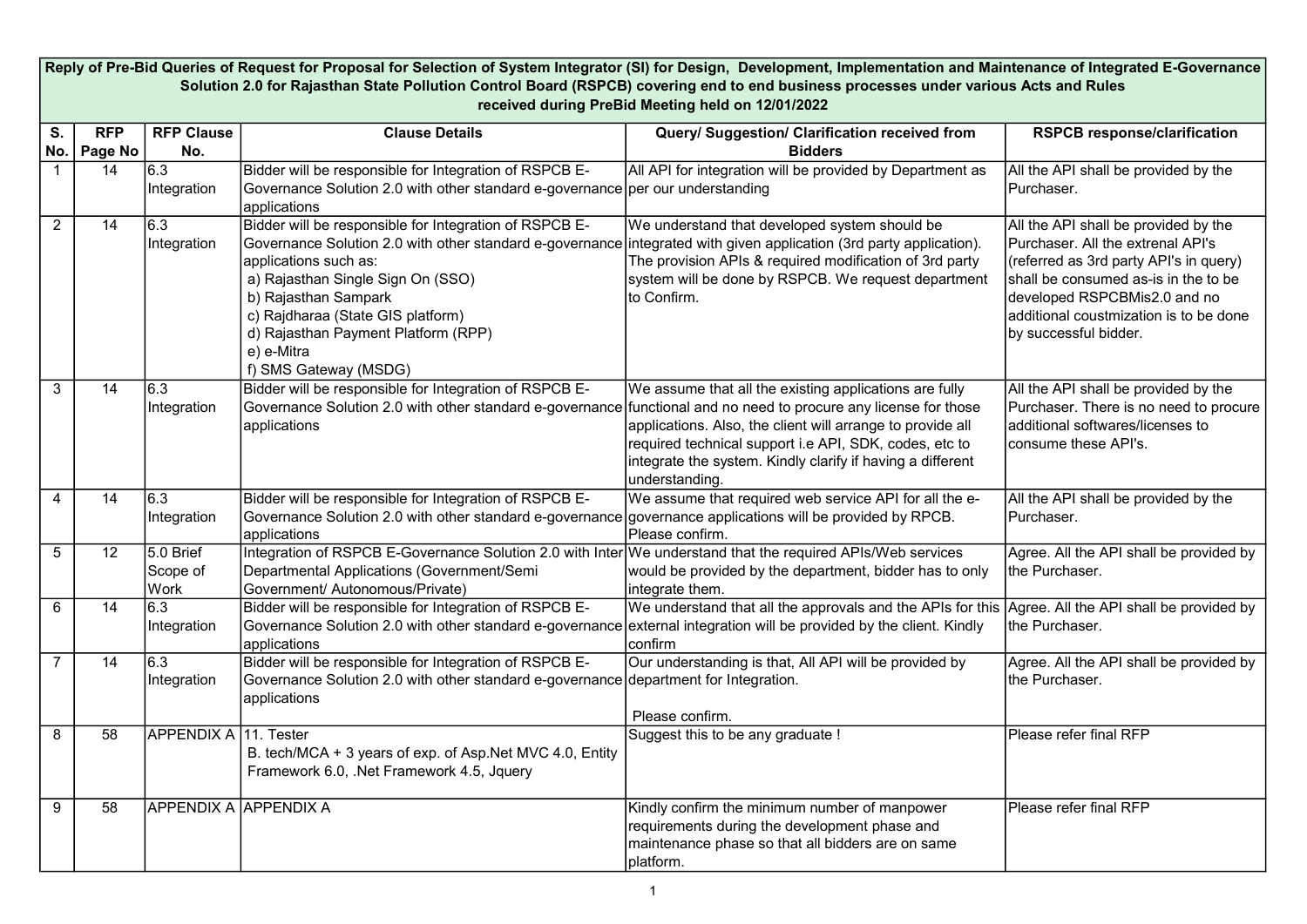**Reply of Pre-Bid Queries of Request for Proposal for Selection of System Integrator (SI) for Design, Development, Implementation and Maintenance of Integrated E-Governance Solution 2.0 for Rajasthan State Pollution Control Board (RSPCB) covering end to end business processes under various Acts and Rules received during PreBid Meeting held on 12/01/2022**

| S. No. | RFP Page No | RFP Clause No. | Clause Details | Query/ Suggestion/ Clarification received from Bidders | RSPCB response/clarification |
|---|---|---|---|---|---|
| 1 | 14 | 6.3 Integration | Bidder will be responsible for Integration of RSPCB E-Governance Solution 2.0 with other standard e-governance applications | All API for integration will be provided by Department as per our understanding | All the API shall be provided by the Purchaser. |
| 2 | 14 | 6.3 Integration | Bidder will be responsible for Integration of RSPCB E-Governance Solution 2.0 with other standard e-governance applications such as:<br>a) Rajasthan Single Sign On (SSO)<br>b) Rajasthan Sampark<br>c) Rajdharaa (State GIS platform)<br>d) Rajasthan Payment Platform (RPP)<br>e) e-Mitra<br>f) SMS Gateway (MSDG) | We understand that developed system should be integrated with given application (3rd party application). The provision APIs & required modification of 3rd party system will be done by RSPCB. We request department to Confirm. | All the API shall be provided by the Purchaser. All the extrenal API's (referred as 3rd party API's in query) shall be consumed as-is in the to be developed RSPCBMis2.0 and no additional coustmization is to be done by successful bidder. |
| 3 | 14 | 6.3 Integration | Bidder will be responsible for Integration of RSPCB E-Governance Solution 2.0 with other standard e-governance applications | We assume that all the existing applications are fully functional and no need to procure any license for those applications. Also, the client will arrange to provide all required technical support i.e API, SDK, codes, etc to integrate the system. Kindly clarify if having a different understanding. | All the API shall be provided by the Purchaser. There is no need to procure additional softwares/licenses to consume these API's. |
| 4 | 14 | 6.3 Integration | Bidder will be responsible for Integration of RSPCB E-Governance Solution 2.0 with other standard e-governance applications | We assume that required web service API for all the e-governance applications will be provided by RPCB. Please confirm. | All the API shall be provided by the Purchaser. |
| 5 | 12 | 5.0 Brief Scope of Work | Integration of RSPCB E-Governance Solution 2.0 with Inter Departmental Applications (Government/Semi Government/ Autonomous/Private) | We understand that the required APIs/Web services would be provided by the department, bidder has to only integrate them. | Agree. All the API shall be provided by the Purchaser. |
| 6 | 14 | 6.3 Integration | Bidder will be responsible for Integration of RSPCB E-Governance Solution 2.0 with other standard e-governance applications | We understand that all the approvals and the APIs for this external integration will be provided by the client. Kindly confirm | Agree. All the API shall be provided by the Purchaser. |
| 7 | 14 | 6.3 Integration | Bidder will be responsible for Integration of RSPCB E-Governance Solution 2.0 with other standard e-governance applications | Our understanding is that, All API will be provided by department for Integration.<br><br>Please confirm. | Agree. All the API shall be provided by the Purchaser. |
| 8 | 58 | APPENDIX A | 11. Tester<br>B. tech/MCA + 3 years of exp. of Asp.Net MVC 4.0, Entity Framework 6.0, .Net Framework 4.5, Jquery | Suggest this to be any graduate ! | Please refer final RFP |
| 9 | 58 | APPENDIX A | APPENDIX A | Kindly confirm the minimum number of manpower requirements during the development phase and maintenance phase so that all bidders are on same platform. | Please refer final RFP |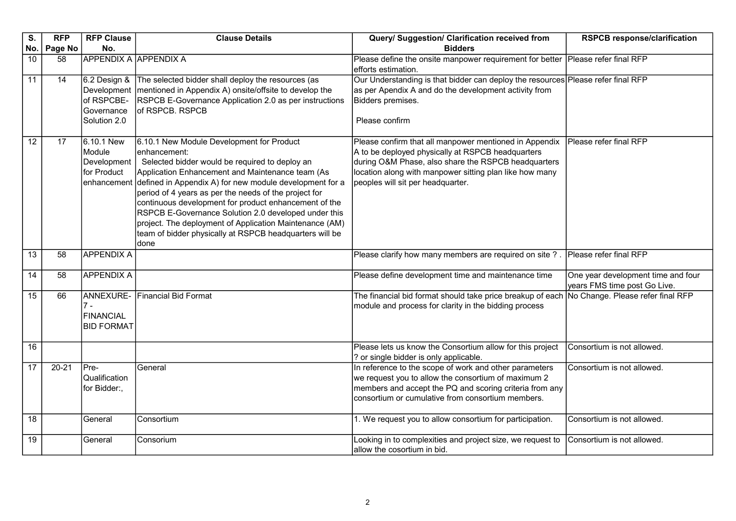| S. No. | RFP Page No | RFP Clause No. | Clause Details | Query/ Suggestion/ Clarification received from Bidders | RSPCB response/clarification |
|---|---|---|---|---|---|
| 10 | 58 | APPENDIX A | APPENDIX A | Please define the onsite manpower requirement for better efforts estimation. | Please refer final RFP |
| 11 | 14 | 6.2 Design & Development of RSPCBE-Governance Solution 2.0 | The selected bidder shall deploy the resources (as mentioned in Appendix A) onsite/offsite to develop the RSPCB E-Governance Application 2.0 as per instructions of RSPCB. RSPCB | Our Understanding is that bidder can deploy the resources as per Apendix A and do the development activity from Bidders premises. <br><br> Please confirm | Please refer final RFP |
| 12 | 17 | 6.10.1 New Module Development for Product enhancement | 6.10.1 New Module Development for Product enhancement: Selected bidder would be required to deploy an Application Enhancement and Maintenance team (As defined in Appendix A) for new module development for a period of 4 years as per the needs of the project for continuous development for product enhancement of the RSPCB E-Governance Solution 2.0 developed under this project. The deployment of Application Maintenance (AM) team of bidder physically at RSPCB headquarters will be done | Please confirm that all manpower mentioned in Appendix A to be deployed physically at RSPCB headquarters during O&M Phase, also share the RSPCB headquarters location along with manpower sitting plan like how many peoples will sit per headquarter. | Please refer final RFP |
| 13 | 58 | APPENDIX A | | Please clarify how many members are required on site ? . | Please refer final RFP |
| 14 | 58 | APPENDIX A | | Please define development time and maintenance time | One year development time and four years FMS time post Go Live. |
| 15 | 66 | ANNEXURE-7 - FINANCIAL BID FORMAT | Financial Bid Format | The financial bid format should take price breakup of each module and process for clarity in the bidding process | No Change. Please refer final RFP |
| 16 | | | | Please lets us know the Consortium allow for this project ? or single bidder is only applicable. | Consortium is not allowed. |
| 17 | 20-21 | Pre-Qualification for Bidder:, | General | In reference to the scope of work and other parameters we request you to allow the consortium of maximum 2 members and accept the PQ and scoring criteria from any consortium or cumulative from consortium members. | Consortium is not allowed. |
| 18 | | General | Consortium | 1. We request you to allow consortium for participation. | Consortium is not allowed. |
| 19 | | General | Consorium | Looking in to complexities and project size, we request to allow the cosortium in bid. | Consortium is not allowed. |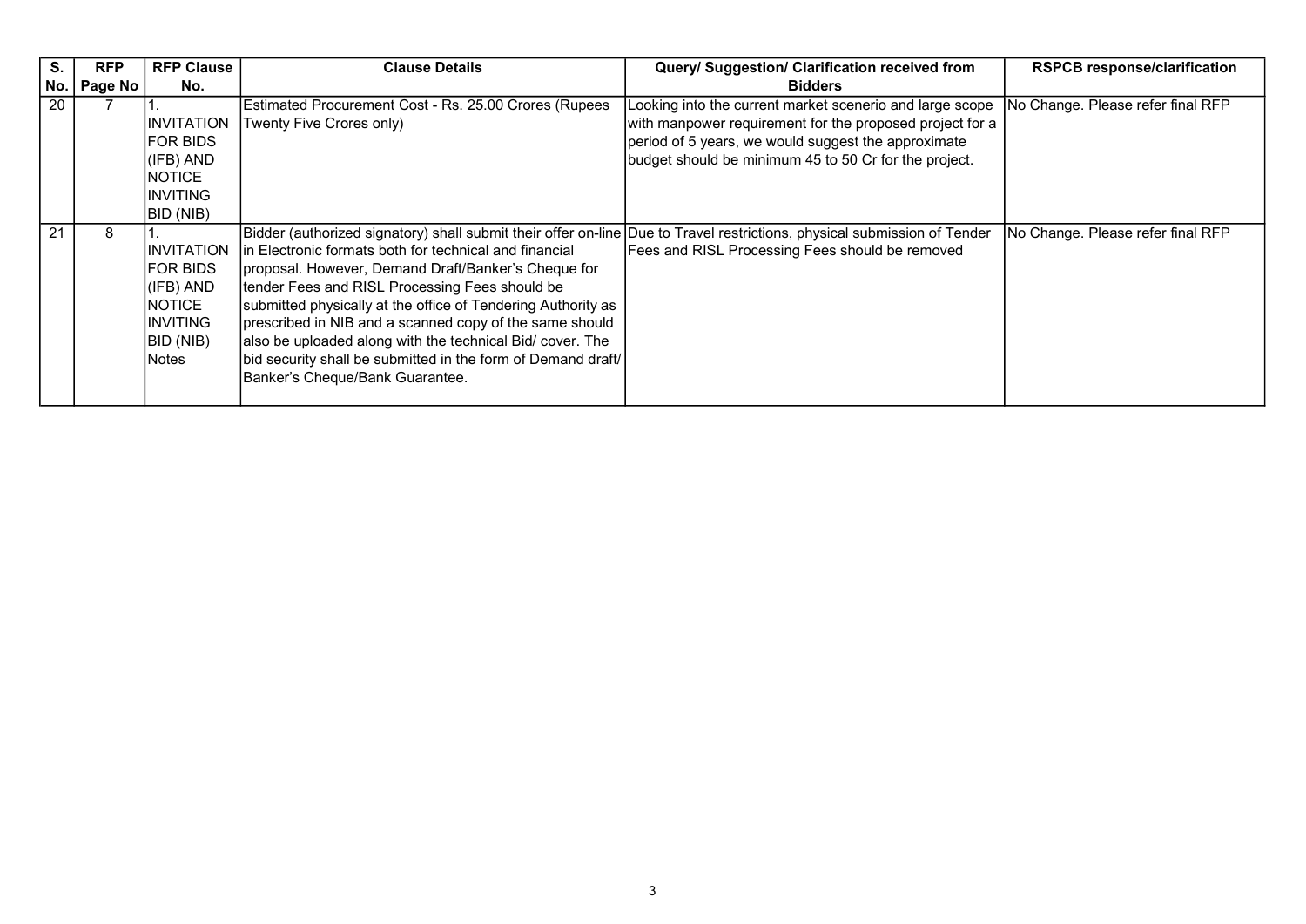| S. No. | RFP Page No | RFP Clause No. | Clause Details | Query/ Suggestion/ Clarification received from Bidders | RSPCB response/clarification |
|---|---|---|---|---|---|
| 20 | 7 | 1. INVITATION FOR BIDS (IFB) AND NOTICE INVITING BID (NIB) | Estimated Procurement Cost - Rs. 25.00 Crores (Rupees Twenty Five Crores only) | Looking into the current market scenerio and large scope with manpower requirement for the proposed project for a period of 5 years, we would suggest the approximate budget should be minimum 45 to 50 Cr for the project. | No Change. Please refer final RFP |
| 21 | 8 | 1. INVITATION FOR BIDS (IFB) AND NOTICE INVITING BID (NIB) Notes | Bidder (authorized signatory) shall submit their offer on-line in Electronic formats both for technical and financial proposal. However, Demand Draft/Banker's Cheque for tender Fees and RISL Processing Fees should be submitted physically at the office of Tendering Authority as prescribed in NIB and a scanned copy of the same should also be uploaded along with the technical Bid/ cover. The bid security shall be submitted in the form of Demand draft/ Banker's Cheque/Bank Guarantee. | Due to Travel restrictions, physical submission of Tender Fees and RISL Processing Fees should be removed | No Change. Please refer final RFP |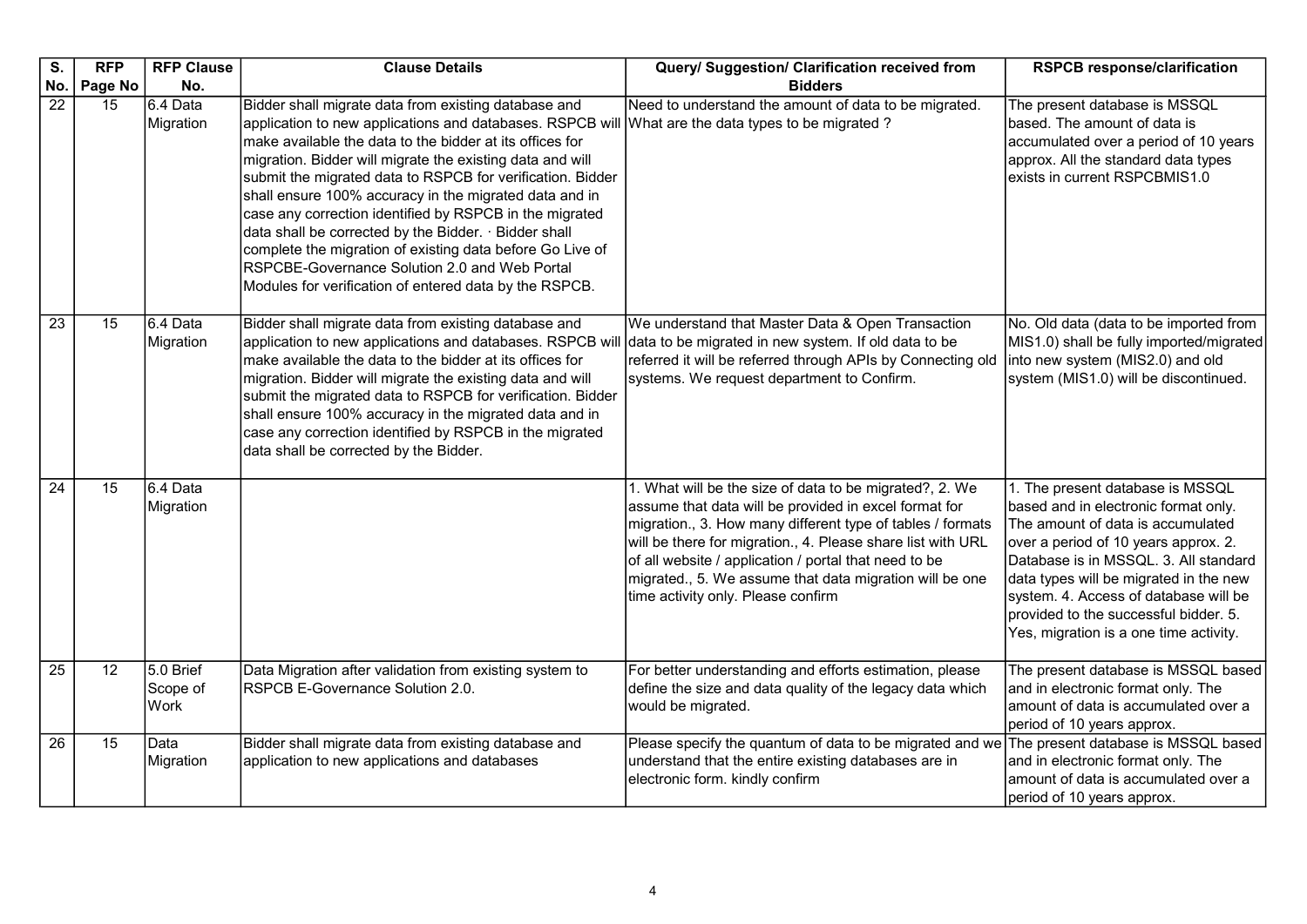| S. No. | RFP Page No | RFP Clause No. | Clause Details | Query/ Suggestion/ Clarification received from Bidders | RSPCB response/clarification |
|---|---|---|---|---|---|
| 22 | 15 | 6.4 Data Migration | Bidder shall migrate data from existing database and application to new applications and databases. RSPCB will make available the data to the bidder at its offices for migration. Bidder will migrate the existing data and will submit the migrated data to RSPCB for verification. Bidder shall ensure 100% accuracy in the migrated data and in case any correction identified by RSPCB in the migrated data shall be corrected by the Bidder. · Bidder shall complete the migration of existing data before Go Live of RSPCBE-Governance Solution 2.0 and Web Portal Modules for verification of entered data by the RSPCB. | Need to understand the amount of data to be migrated. What are the data types to be migrated ? | The present database is MSSQL based. The amount of data is accumulated over a period of 10 years approx. All the standard data types exists in current RSPCBMIS1.0 |
| 23 | 15 | 6.4 Data Migration | Bidder shall migrate data from existing database and application to new applications and databases. RSPCB will make available the data to the bidder at its offices for migration. Bidder will migrate the existing data and will submit the migrated data to RSPCB for verification. Bidder shall ensure 100% accuracy in the migrated data and in case any correction identified by RSPCB in the migrated data shall be corrected by the Bidder. | We understand that Master Data & Open Transaction data to be migrated in new system. If old data to be referred it will be referred through APIs by Connecting old systems. We request department to Confirm. | No. Old data (data to be imported from MIS1.0) shall be fully imported/migrated into new system (MIS2.0) and old system (MIS1.0) will be discontinued. |
| 24 | 15 | 6.4 Data Migration | | 1. What will be the size of data to be migrated?, 2. We assume that data will be provided in excel format for migration., 3. How many different type of tables / formats will be there for migration., 4. Please share list with URL of all website / application / portal that need to be migrated., 5. We assume that data migration will be one time activity only. Please confirm | 1. The present database is MSSQL based and in electronic format only. The amount of data is accumulated over a period of 10 years approx. 2. Database is in MSSQL. 3. All standard data types will be migrated in the new system. 4. Access of database will be provided to the successful bidder. 5. Yes, migration is a one time activity. |
| 25 | 12 | 5.0 Brief Scope of Work | Data Migration after validation from existing system to RSPCB E-Governance Solution 2.0. | For better understanding and efforts estimation, please define the size and data quality of the legacy data which would be migrated. | The present database is MSSQL based and in electronic format only. The amount of data is accumulated over a period of 10 years approx. |
| 26 | 15 | Data Migration | Bidder shall migrate data from existing database and application to new applications and databases | Please specify the quantum of data to be migrated and we understand that the entire existing databases are in electronic form. kindly confirm | The present database is MSSQL based and in electronic format only. The amount of data is accumulated over a period of 10 years approx. |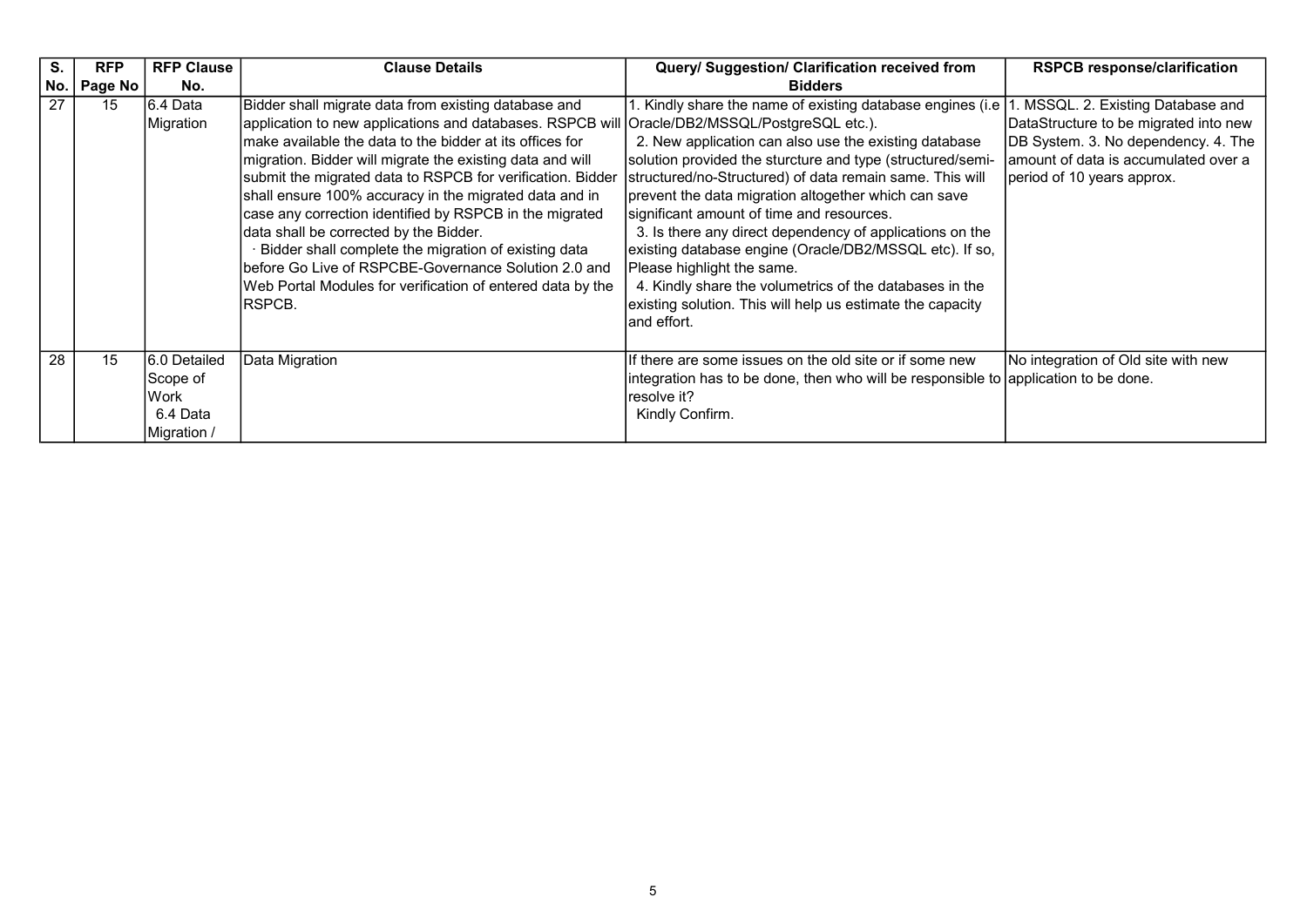| S. No. | RFP Page No | RFP Clause No. | Clause Details | Query/ Suggestion/ Clarification received from Bidders | RSPCB response/clarification |
|---|---|---|---|---|---|
| 27 | 15 | 6.4 Data Migration | Bidder shall migrate data from existing database and application to new applications and databases. RSPCB will make available the data to the bidder at its offices for migration. Bidder will migrate the existing data and will submit the migrated data to RSPCB for verification. Bidder shall ensure 100% accuracy in the migrated data and in case any correction identified by RSPCB in the migrated data shall be corrected by the Bidder.<br>· Bidder shall complete the migration of existing data before Go Live of RSPCBE-Governance Solution 2.0 and Web Portal Modules for verification of entered data by the RSPCB. | 1. Kindly share the name of existing database engines (i.e Oracle/DB2/MSSQL/PostgreSQL etc.).<br>2. New application can also use the existing database solution provided the sturcture and type (structured/semi-structured/no-Structured) of data remain same. This will prevent the data migration altogether which can save significant amount of time and resources.<br>3. Is there any direct dependency of applications on the existing database engine (Oracle/DB2/MSSQL etc). If so, Please highlight the same.<br>4. Kindly share the volumetrics of the databases in the existing solution. This will help us estimate the capacity and effort. | 1. MSSQL. 2. Existing Database and DataStructure to be migrated into new DB System. 3. No dependency. 4. The amount of data is accumulated over a period of 10 years approx. |
| 28 | 15 | 6.0 Detailed Scope of Work<br>6.4 Data Migration / | Data Migration | If there are some issues on the old site or if some new integration has to be done, then who will be responsible to resolve it?<br>Kindly Confirm. | No integration of Old site with new application to be done. |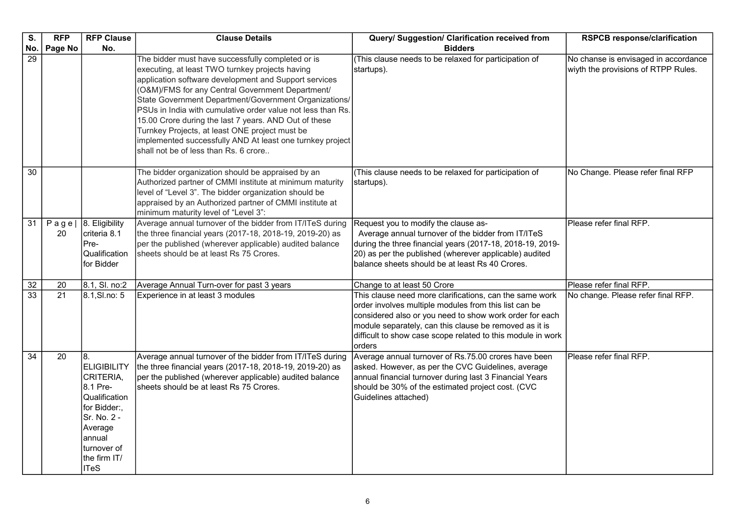| S. No. | RFP Page No | RFP Clause No. | Clause Details | Query/ Suggestion/ Clarification received from Bidders | RSPCB response/clarification |
|---|---|---|---|---|---|
| 29 | | | The bidder must have successfully completed or is executing, at least TWO turnkey projects having application software development and Support services (O&M)/FMS for any Central Government Department/ State Government Department/Government Organizations/ PSUs in India with cumulative order value not less than Rs. 15.00 Crore during the last 7 years. AND Out of these Turnkey Projects, at least ONE project must be implemented successfully AND At least one turnkey project shall not be of less than Rs. 6 crore.. | (This clause needs to be relaxed for participation of startups). | No chanse is envisaged in accordance wiyth the provisions of RTPP Rules. |
| 30 | | | The bidder organization should be appraised by an Authorized partner of CMMI institute at minimum maturity level of "Level 3". The bidder organization should be appraised by an Authorized partner of CMMI institute at minimum maturity level of "Level 3": | (This clause needs to be relaxed for participation of startups). | No Change. Please refer final RFP |
| 31 | P a g e \| 20 | 8. Eligibility criteria 8.1 Pre-Qualification for Bidder | Average annual turnover of the bidder from IT/ITeS during the three financial years (2017-18, 2018-19, 2019-20) as per the published (wherever applicable) audited balance sheets should be at least Rs 75 Crores. | Request you to modify the clause as- Average annual turnover of the bidder from IT/ITeS during the three financial years (2017-18, 2018-19, 2019-20) as per the published (wherever applicable) audited balance sheets should be at least Rs 40 Crores. | Please refer final RFP. |
| 32 | 20 | 8.1, Sl. no:2 | Average Annual Turn-over for past 3 years | Change to at least 50 Crore | Please refer final RFP. |
| 33 | 21 | 8.1,Sl.no: 5 | Experience in at least 3 modules | This clause need more clarifications, can the same work order involves multiple modules from this list can be considered also or you need to show work order for each module separately, can this clause be removed as it is difficult to show case scope related to this module in work orders | No change. Please refer final RFP. |
| 34 | 20 | 8. ELIGIBILITY CRITERIA, 8.1 Pre-Qualification for Bidder:, Sr. No. 2 - Average annual turnover of the firm IT/ ITeS | Average annual turnover of the bidder from IT/ITeS during the three financial years (2017-18, 2018-19, 2019-20) as per the published (wherever applicable) audited balance sheets should be at least Rs 75 Crores. | Average annual turnover of Rs.75.00 crores have been asked. However, as per the CVC Guidelines, average annual financial turnover during last 3 Financial Years should be 30% of the estimated project cost. (CVC Guidelines attached) | Please refer final RFP. |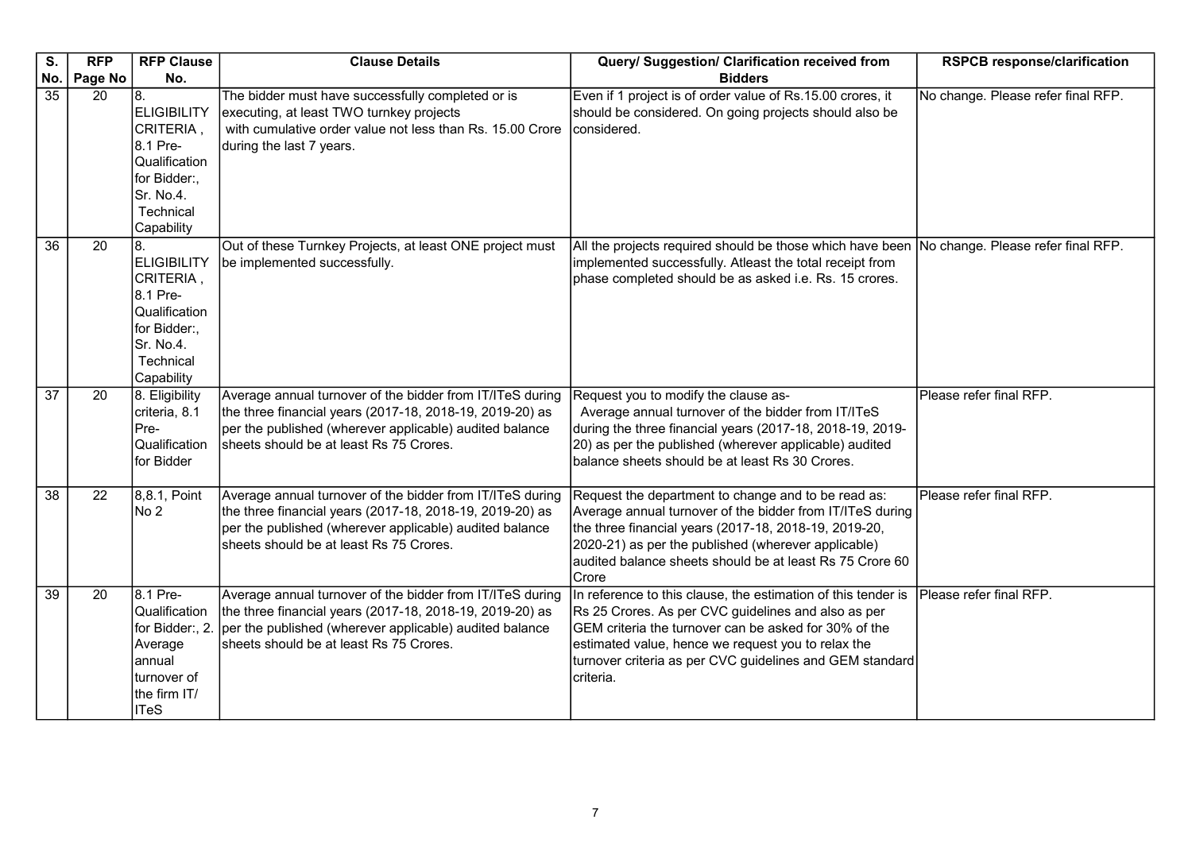| S. No. | RFP Page No | RFP Clause No. | Clause Details | Query/ Suggestion/ Clarification received from Bidders | RSPCB response/clarification |
|---|---|---|---|---|---|
| 35 | 20 | 8. ELIGIBILITY CRITERIA , 8.1 Pre-Qualification for Bidder:, Sr. No.4. Technical Capability | The bidder must have successfully completed or is executing, at least TWO turnkey projects with cumulative order value not less than Rs. 15.00 Crore during the last 7 years. | Even if 1 project is of order value of Rs.15.00 crores, it should be considered. On going projects should also be considered. | No change. Please refer final RFP. |
| 36 | 20 | 8. ELIGIBILITY CRITERIA , 8.1 Pre-Qualification for Bidder:, Sr. No.4. Technical Capability | Out of these Turnkey Projects, at least ONE project must be implemented successfully. | All the projects required should be those which have been implemented successfully. Atleast the total receipt from phase completed should be as asked i.e. Rs. 15 crores. | No change. Please refer final RFP. |
| 37 | 20 | 8. Eligibility criteria, 8.1 Pre-Qualification for Bidder | Average annual turnover of the bidder from IT/ITeS during the three financial years (2017-18, 2018-19, 2019-20) as per the published (wherever applicable) audited balance sheets should be at least Rs 75 Crores. | Request you to modify the clause as- Average annual turnover of the bidder from IT/ITeS during the three financial years (2017-18, 2018-19, 2019-20) as per the published (wherever applicable) audited balance sheets should be at least Rs 30 Crores. | Please refer final RFP. |
| 38 | 22 | 8,8.1, Point No 2 | Average annual turnover of the bidder from IT/ITeS during the three financial years (2017-18, 2018-19, 2019-20) as per the published (wherever applicable) audited balance sheets should be at least Rs 75 Crores. | Request the department to change and to be read as: Average annual turnover of the bidder from IT/ITeS during the three financial years (2017-18, 2018-19, 2019-20, 2020-21) as per the published (wherever applicable) audited balance sheets should be at least Rs 75 Crore 60 Crore | Please refer final RFP. |
| 39 | 20 | 8.1 Pre-Qualification for Bidder:, 2. Average annual turnover of the firm IT/ ITeS | Average annual turnover of the bidder from IT/ITeS during the three financial years (2017-18, 2018-19, 2019-20) as per the published (wherever applicable) audited balance sheets should be at least Rs 75 Crores. | In reference to this clause, the estimation of this tender is Rs 25 Crores. As per CVC guidelines and also as per GEM criteria the turnover can be asked for 30% of the estimated value, hence we request you to relax the turnover criteria as per CVC guidelines and GEM standard criteria. | Please refer final RFP. |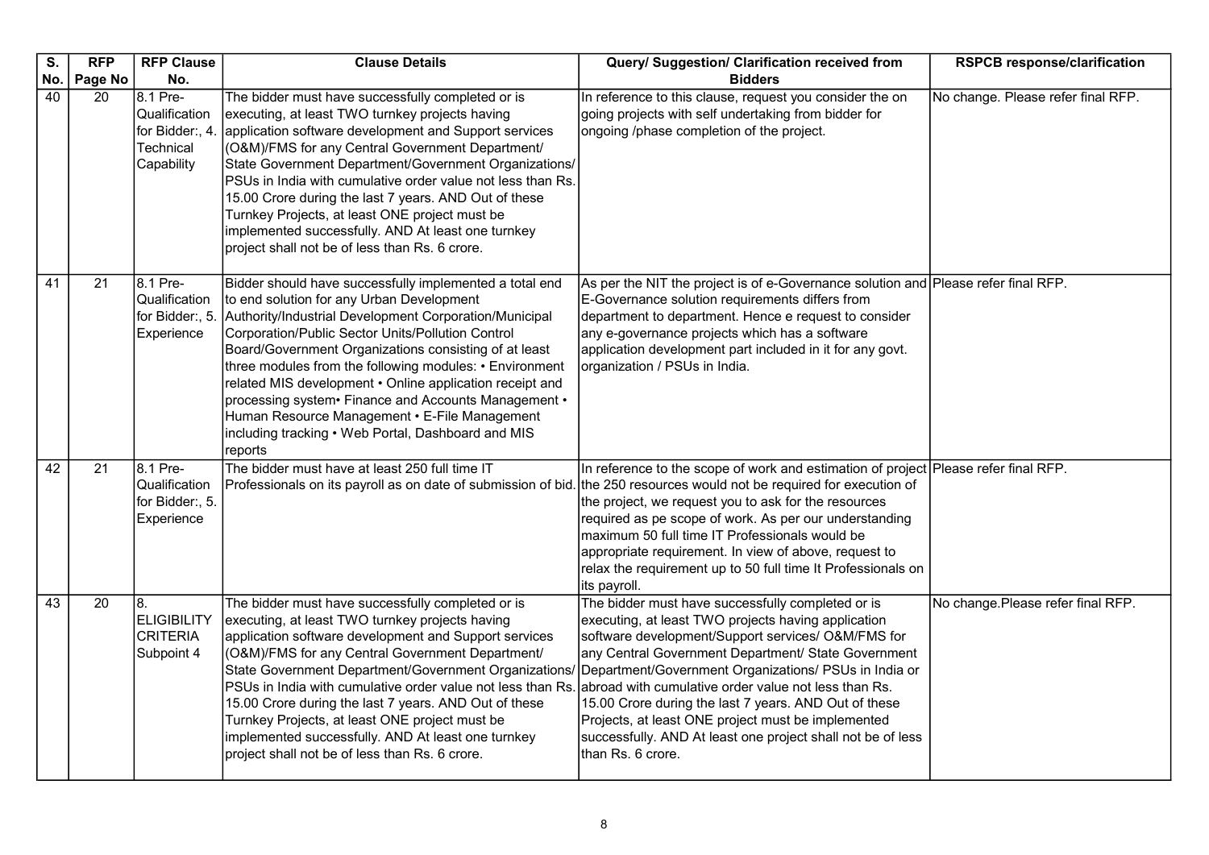| S. No. | RFP Page No | RFP Clause No. | Clause Details | Query/ Suggestion/ Clarification received from Bidders | RSPCB response/clarification |
|---|---|---|---|---|---|
| 40 | 20 | 8.1 Pre-Qualification for Bidder:, 4. Technical Capability | The bidder must have successfully completed or is executing, at least TWO turnkey projects having application software development and Support services (O&M)/FMS for any Central Government Department/ State Government Department/Government Organizations/ PSUs in India with cumulative order value not less than Rs. 15.00 Crore during the last 7 years. AND Out of these Turnkey Projects, at least ONE project must be implemented successfully. AND At least one turnkey project shall not be of less than Rs. 6 crore. | In reference to this clause, request you consider the on going projects with self undertaking from bidder for ongoing /phase completion of the project. | No change. Please refer final RFP. |
| 41 | 21 | 8.1 Pre-Qualification for Bidder:, 5. Experience | Bidder should have successfully implemented a total end to end solution for any Urban Development Authority/Industrial Development Corporation/Municipal Corporation/Public Sector Units/Pollution Control Board/Government Organizations consisting of at least three modules from the following modules: • Environment related MIS development • Online application receipt and processing system• Finance and Accounts Management • Human Resource Management • E-File Management including tracking • Web Portal, Dashboard and MIS reports | As per the NIT the project is of e-Governance solution and E-Governance solution requirements differs from department to department. Hence e request to consider any e-governance projects which has a software application development part included in it for any govt. organization / PSUs in India. | Please refer final RFP. |
| 42 | 21 | 8.1 Pre-Qualification for Bidder:, 5. Experience | The bidder must have at least 250 full time IT Professionals on its payroll as on date of submission of bid. | In reference to the scope of work and estimation of project the 250 resources would not be required for execution of the project, we request you to ask for the resources required as pe scope of work. As per our understanding maximum 50 full time IT Professionals would be appropriate requirement. In view of above, request to relax the requirement up to 50 full time It Professionals on its payroll. | Please refer final RFP. |
| 43 | 20 | 8. ELIGIBILITY CRITERIA Subpoint 4 | The bidder must have successfully completed or is executing, at least TWO turnkey projects having application software development and Support services (O&M)/FMS for any Central Government Department/ State Government Department/Government Organizations/ PSUs in India with cumulative order value not less than Rs. 15.00 Crore during the last 7 years. AND Out of these Turnkey Projects, at least ONE project must be implemented successfully. AND At least one turnkey project shall not be of less than Rs. 6 crore. | The bidder must have successfully completed or is executing, at least TWO projects having application software development/Support services/ O&M/FMS for any Central Government Department/ State Government Department/Government Organizations/ PSUs in India or abroad with cumulative order value not less than Rs. 15.00 Crore during the last 7 years. AND Out of these Projects, at least ONE project must be implemented successfully. AND At least one project shall not be of less than Rs. 6 crore. | No change.Please refer final RFP. |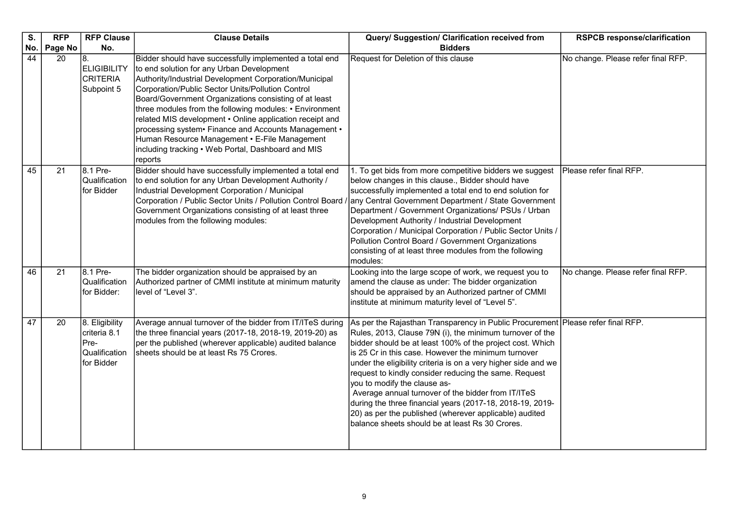| S. No. | RFP Page No | RFP Clause No. | Clause Details | Query/ Suggestion/ Clarification received from Bidders | RSPCB response/clarification |
|---|---|---|---|---|---|
| 44 | 20 | 8. ELIGIBILITY CRITERIA Subpoint 5 | Bidder should have successfully implemented a total end to end solution for any Urban Development Authority/Industrial Development Corporation/Municipal Corporation/Public Sector Units/Pollution Control Board/Government Organizations consisting of at least three modules from the following modules: • Environment related MIS development • Online application receipt and processing system• Finance and Accounts Management • Human Resource Management • E-File Management including tracking • Web Portal, Dashboard and MIS reports | Request for Deletion of this clause | No change. Please refer final RFP. |
| 45 | 21 | 8.1 Pre-Qualification for Bidder | Bidder should have successfully implemented a total end to end solution for any Urban Development Authority / Industrial Development Corporation / Municipal Corporation / Public Sector Units / Pollution Control Board / Government Organizations consisting of at least three modules from the following modules: | 1. To get bids from more competitive bidders we suggest below changes in this clause., Bidder should have successfully implemented a total end to end solution for any Central Government Department / State Government Department / Government Organizations/ PSUs / Urban Development Authority / Industrial Development Corporation / Municipal Corporation / Public Sector Units / Pollution Control Board / Government Organizations consisting of at least three modules from the following modules: | Please refer final RFP. |
| 46 | 21 | 8.1 Pre-Qualification for Bidder: | The bidder organization should be appraised by an Authorized partner of CMMI institute at minimum maturity level of "Level 3". | Looking into the large scope of work, we request you to amend the clause as under: The bidder organization should be appraised by an Authorized partner of CMMI institute at minimum maturity level of "Level 5". | No change. Please refer final RFP. |
| 47 | 20 | 8. Eligibility criteria 8.1 Pre-Qualification for Bidder | Average annual turnover of the bidder from IT/ITeS during the three financial years (2017-18, 2018-19, 2019-20) as per the published (wherever applicable) audited balance sheets should be at least Rs 75 Crores. | As per the Rajasthan Transparency in Public Procurement Rules, 2013, Clause 79N (i), the minimum turnover of the bidder should be at least 100% of the project cost. Which is 25 Cr in this case. However the minimum turnover under the eligibility criteria is on a very higher side and we request to kindly consider reducing the same. Request you to modify the clause as- Average annual turnover of the bidder from IT/ITeS during the three financial years (2017-18, 2018-19, 2019-20) as per the published (wherever applicable) audited balance sheets should be at least Rs 30 Crores. | Please refer final RFP. |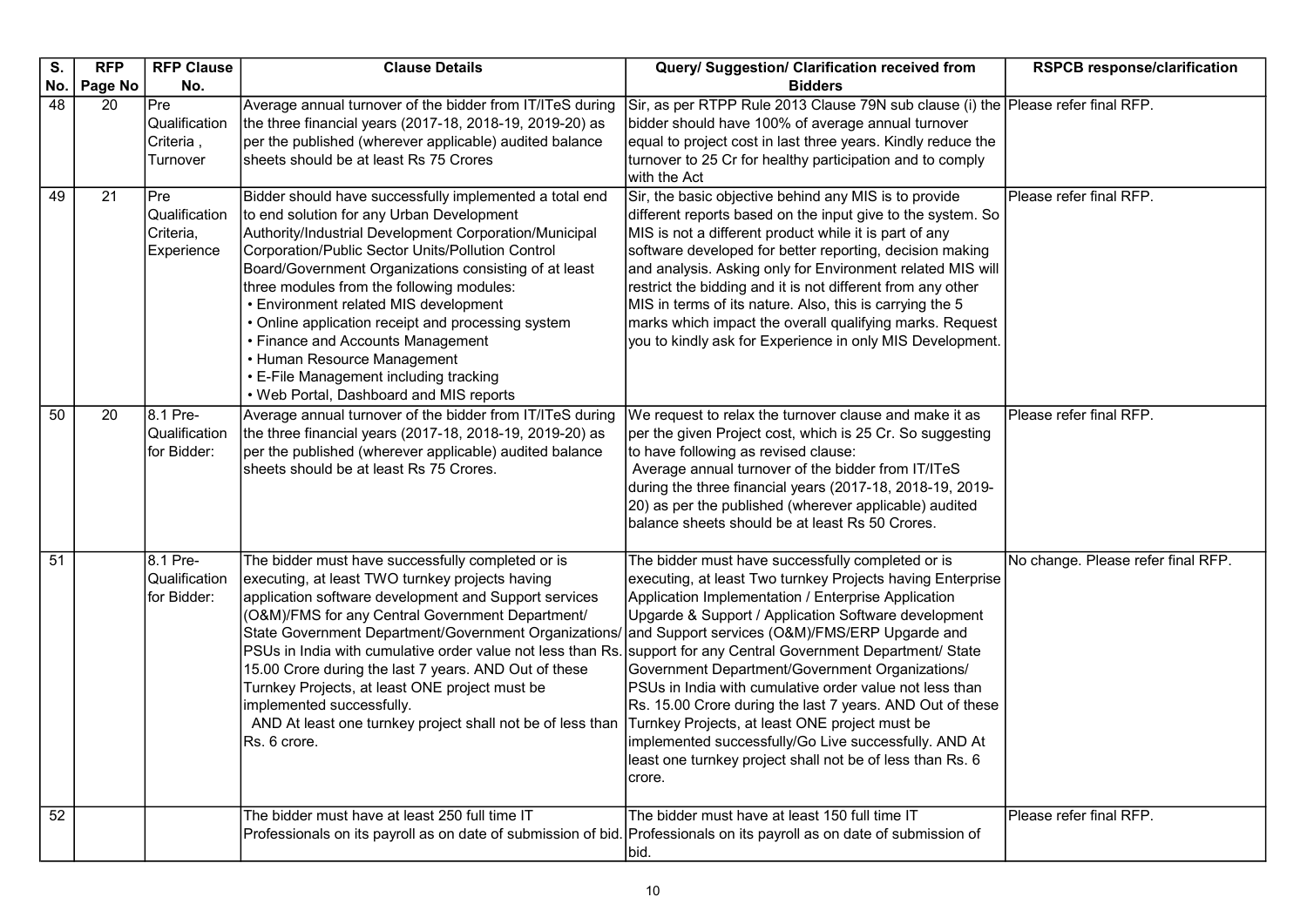| S. No. | RFP Page No | RFP Clause No. | Clause Details | Query/ Suggestion/ Clarification received from Bidders | RSPCB response/clarification |
|---|---|---|---|---|---|
| 48 | 20 | Pre Qualification Criteria , Turnover | Average annual turnover of the bidder from IT/ITeS during the three financial years (2017-18, 2018-19, 2019-20) as per the published (wherever applicable) audited balance sheets should be at least Rs 75 Crores | Sir, as per RTPP Rule 2013 Clause 79N sub clause (i) the bidder should have 100% of average annual turnover equal to project cost in last three years. Kindly reduce the turnover to 25 Cr for healthy participation and to comply with the Act | Please refer final RFP. |
| 49 | 21 | Pre Qualification Criteria, Experience | Bidder should have successfully implemented a total end to end solution for any Urban Development Authority/Industrial Development Corporation/Municipal Corporation/Public Sector Units/Pollution Control Board/Government Organizations consisting of at least three modules from the following modules:<br>• Environment related MIS development<br>• Online application receipt and processing system<br>• Finance and Accounts Management<br>• Human Resource Management<br>• E-File Management including tracking<br>• Web Portal, Dashboard and MIS reports | Sir, the basic objective behind any MIS is to provide different reports based on the input give to the system. So MIS is not a different product while it is part of any software developed for better reporting, decision making and analysis. Asking only for Environment related MIS will restrict the bidding and it is not different from any other MIS in terms of its nature. Also, this is carrying the 5 marks which impact the overall qualifying marks. Request you to kindly ask for Experience in only MIS Development. | Please refer final RFP. |
| 50 | 20 | 8.1 Pre-Qualification for Bidder: | Average annual turnover of the bidder from IT/ITeS during the three financial years (2017-18, 2018-19, 2019-20) as per the published (wherever applicable) audited balance sheets should be at least Rs 75 Crores. | We request to relax the turnover clause and make it as per the given Project cost, which is 25 Cr. So suggesting to have following as revised clause:<br>Average annual turnover of the bidder from IT/ITeS during the three financial years (2017-18, 2018-19, 2019-20) as per the published (wherever applicable) audited balance sheets should be at least Rs 50 Crores. | Please refer final RFP. |
| 51 | | 8.1 Pre-Qualification for Bidder: | The bidder must have successfully completed or is executing, at least TWO turnkey projects having application software development and Support services (O&M)/FMS for any Central Government Department/ State Government Department/Government Organizations/ PSUs in India with cumulative order value not less than Rs. 15.00 Crore during the last 7 years. AND Out of these Turnkey Projects, at least ONE project must be implemented successfully.<br>AND At least one turnkey project shall not be of less than Rs. 6 crore. | The bidder must have successfully completed or is executing, at least Two turnkey Projects having Enterprise Application Implementation / Enterprise Application Upgarde & Support / Application Software development and Support services (O&M)/FMS/ERP Upgarde and support for any Central Government Department/ State Government Department/Government Organizations/ PSUs in India with cumulative order value not less than Rs. 15.00 Crore during the last 7 years. AND Out of these Turnkey Projects, at least ONE project must be implemented successfully/Go Live successfully. AND At least one turnkey project shall not be of less than Rs. 6 crore. | No change. Please refer final RFP. |
| 52 | | | The bidder must have at least 250 full time IT Professionals on its payroll as on date of submission of bid. | The bidder must have at least 150 full time IT Professionals on its payroll as on date of submission of bid. | Please refer final RFP. |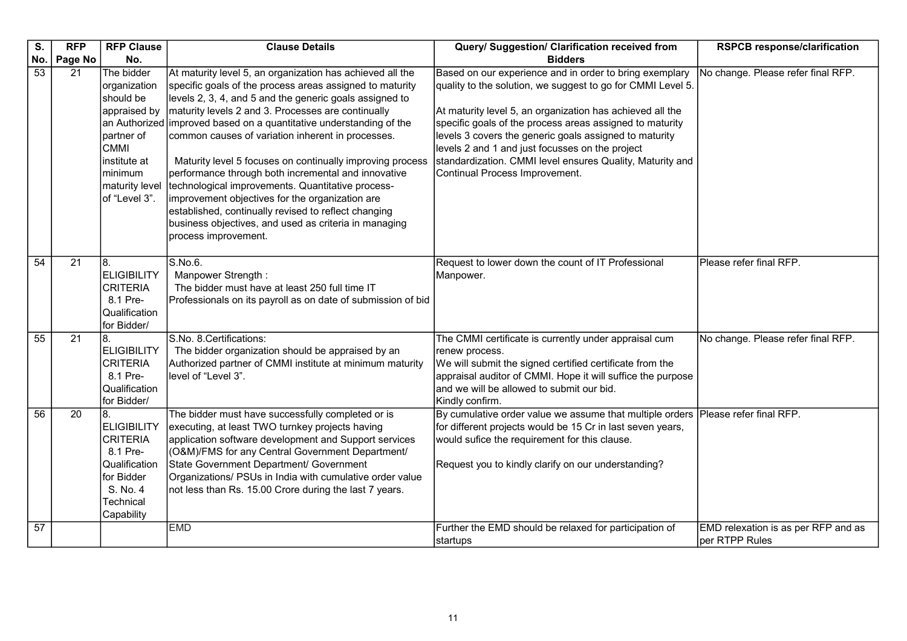| S. No. | RFP Page No | RFP Clause No. | Clause Details | Query/ Suggestion/ Clarification received from Bidders | RSPCB response/clarification |
|---|---|---|---|---|---|
| 53 | 21 | The bidder organization should be appraised by an Authorized partner of CMMI institute at minimum maturity level of "Level 3". | At maturity level 5, an organization has achieved all the specific goals of the process areas assigned to maturity levels 2, 3, 4, and 5 and the generic goals assigned to maturity levels 2 and 3. Processes are continually improved based on a quantitative understanding of the common causes of variation inherent in processes.<br><br>Maturity level 5 focuses on continually improving process performance through both incremental and innovative technological improvements. Quantitative process-improvement objectives for the organization are established, continually revised to reflect changing business objectives, and used as criteria in managing process improvement. | Based on our experience and in order to bring exemplary quality to the solution, we suggest to go for CMMI Level 5.<br><br>At maturity level 5, an organization has achieved all the specific goals of the process areas assigned to maturity levels 3 covers the generic goals assigned to maturity levels 2 and 1 and just focusses on the project standardization. CMMI level ensures Quality, Maturity and Continual Process Improvement. | No change. Please refer final RFP. |
| 54 | 21 | 8. ELIGIBILITY CRITERIA 8.1 Pre-Qualification for Bidder/ | S.No.6.<br>Manpower Strength :<br>The bidder must have at least 250 full time IT Professionals on its payroll as on date of submission of bid | Request to lower down the count of IT Professional Manpower. | Please refer final RFP. |
| 55 | 21 | 8. ELIGIBILITY CRITERIA 8.1 Pre-Qualification for Bidder/ | S.No. 8.Certifications:<br>The bidder organization should be appraised by an Authorized partner of CMMI institute at minimum maturity level of "Level 3". | The CMMI certificate is currently under appraisal cum renew process.<br>We will submit the signed certified certificate from the appraisal auditor of CMMI. Hope it will suffice the purpose and we will be allowed to submit our bid.<br>Kindly confirm. | No change. Please refer final RFP. |
| 56 | 20 | 8. ELIGIBILITY CRITERIA 8.1 Pre-Qualification for Bidder S. No. 4 Technical Capability | The bidder must have successfully completed or is executing, at least TWO turnkey projects having application software development and Support services (O&M)/FMS for any Central Government Department/ State Government Department/ Government Organizations/ PSUs in India with cumulative order value not less than Rs. 15.00 Crore during the last 7 years. | By cumulative order value we assume that multiple orders for different projects would be 15 Cr in last seven years, would sufice the requirement for this clause.<br><br>Request you to kindly clarify on our understanding? | Please refer final RFP. |
| 57 | | | EMD | Further the EMD should be relaxed for participation of startups | EMD relexation is as per RFP and as per RTPP Rules |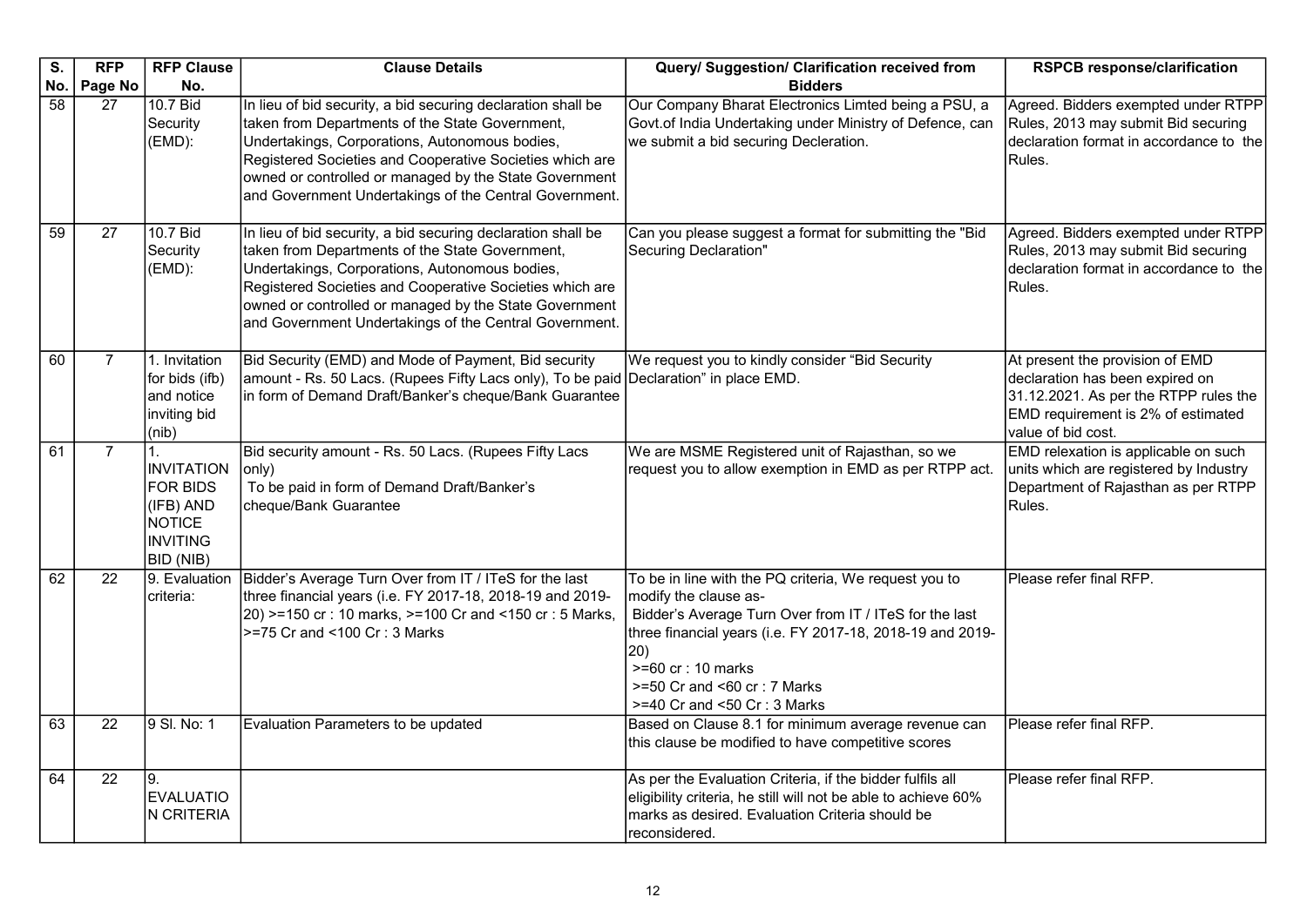| S. No. | RFP Page No | RFP Clause No. | Clause Details | Query/ Suggestion/ Clarification received from Bidders | RSPCB response/clarification |
|---|---|---|---|---|---|
| 58 | 27 | 10.7 Bid Security (EMD): | In lieu of bid security, a bid securing declaration shall be taken from Departments of the State Government, Undertakings, Corporations, Autonomous bodies, Registered Societies and Cooperative Societies which are owned or controlled or managed by the State Government and Government Undertakings of the Central Government. | Our Company Bharat Electronics Limted being a PSU, a Govt.of India Undertaking under Ministry of Defence, can we submit a bid securing Decleration. | Agreed. Bidders exempted under RTPP Rules, 2013 may submit Bid securing declaration format in accordance to the Rules. |
| 59 | 27 | 10.7 Bid Security (EMD): | In lieu of bid security, a bid securing declaration shall be taken from Departments of the State Government, Undertakings, Corporations, Autonomous bodies, Registered Societies and Cooperative Societies which are owned or controlled or managed by the State Government and Government Undertakings of the Central Government. | Can you please suggest a format for submitting the "Bid Securing Declaration" | Agreed. Bidders exempted under RTPP Rules, 2013 may submit Bid securing declaration format in accordance to the Rules. |
| 60 | 7 | 1. Invitation for bids (ifb) and notice inviting bid (nib) | Bid Security (EMD) and Mode of Payment, Bid security amount - Rs. 50 Lacs. (Rupees Fifty Lacs only), To be paid in form of Demand Draft/Banker's cheque/Bank Guarantee | We request you to kindly consider "Bid Security Declaration" in place EMD. | At present the provision of EMD declaration has been expired on 31.12.2021. As per the RTPP rules the EMD requirement is 2% of estimated value of bid cost. |
| 61 | 7 | 1. INVITATION FOR BIDS (IFB) AND NOTICE INVITING BID (NIB) | Bid security amount - Rs. 50 Lacs. (Rupees Fifty Lacs only)<br>To be paid in form of Demand Draft/Banker's cheque/Bank Guarantee | We are MSME Registered unit of Rajasthan, so we request you to allow exemption in EMD as per RTPP act. | EMD relaxation is applicable on such units which are registered by Industry Department of Rajasthan as per RTPP Rules. |
| 62 | 22 | 9. Evaluation criteria: | Bidder's Average Turn Over from IT / ITeS for the last three financial years (i.e. FY 2017-18, 2018-19 and 2019-20) >=150 cr : 10 marks, >=100 Cr and <150 cr : 5 Marks, >=75 Cr and <100 Cr : 3 Marks | To be in line with the PQ criteria, We request you to modify the clause as-<br>Bidder's Average Turn Over from IT / ITeS for the last three financial years (i.e. FY 2017-18, 2018-19 and 2019-20)<br>>=60 cr : 10 marks<br>>=50 Cr and <60 cr : 7 Marks<br>>=40 Cr and <50 Cr : 3 Marks | Please refer final RFP. |
| 63 | 22 | 9 Sl. No: 1 | Evaluation Parameters to be updated | Based on Clause 8.1 for minimum average revenue can this clause be modified to have competitive scores | Please refer final RFP. |
| 64 | 22 | 9. EVALUATION CRITERIA | | As per the Evaluation Criteria, if the bidder fulfils all eligibility criteria, he still will not be able to achieve 60% marks as desired. Evaluation Criteria should be reconsidered. | Please refer final RFP. |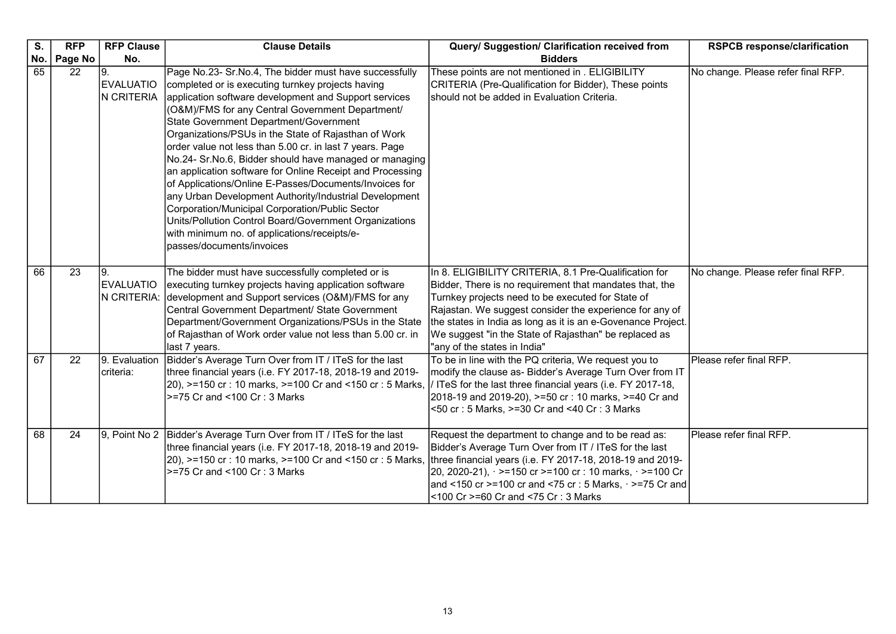| S. No. | RFP Page No | RFP Clause No. | Clause Details | Query/ Suggestion/ Clarification received from Bidders | RSPCB response/clarification |
|---|---|---|---|---|---|
| 65 | 22 | 9. EVALUATION CRITERIA | Page No.23- Sr.No.4, The bidder must have successfully completed or is executing turnkey projects having application software development and Support services (O&M)/FMS for any Central Government Department/ State Government Department/Government Organizations/PSUs in the State of Rajasthan of Work order value not less than 5.00 cr. in last 7 years. Page No.24- Sr.No.6, Bidder should have managed or managing an application software for Online Receipt and Processing of Applications/Online E-Passes/Documents/Invoices for any Urban Development Authority/Industrial Development Corporation/Municipal Corporation/Public Sector Units/Pollution Control Board/Government Organizations with minimum no. of applications/receipts/e-passes/documents/invoices | These points are not mentioned in . ELIGIBILITY CRITERIA (Pre-Qualification for Bidder), These points should not be added in Evaluation Criteria. | No change. Please refer final RFP. |
| 66 | 23 | 9. EVALUATION CRITERIA: | The bidder must have successfully completed or is executing turnkey projects having application software development and Support services (O&M)/FMS for any Central Government Department/ State Government Department/Government Organizations/PSUs in the State of Rajasthan of Work order value not less than 5.00 cr. in last 7 years. | In 8. ELIGIBILITY CRITERIA, 8.1 Pre-Qualification for Bidder, There is no requirement that mandates that, the Turnkey projects need to be executed for State of Rajastan. We suggest consider the experience for any of the states in India as long as it is an e-Govenance Project. We suggest "in the State of Rajasthan" be replaced as "any of the states in India" | No change. Please refer final RFP. |
| 67 | 22 | 9. Evaluation criteria: | Bidder's Average Turn Over from IT / ITeS for the last three financial years (i.e. FY 2017-18, 2018-19 and 2019-20), >=150 cr : 10 marks, >=100 Cr and <150 cr : 5 Marks, >=75 Cr and <100 Cr : 3 Marks | To be in line with the PQ criteria, We request you to modify the clause as- Bidder's Average Turn Over from IT / ITeS for the last three financial years (i.e. FY 2017-18, 2018-19 and 2019-20), >=50 cr : 10 marks, >=40 Cr and <50 cr : 5 Marks, >=30 Cr and <40 Cr : 3 Marks | Please refer final RFP. |
| 68 | 24 | 9, Point No 2 | Bidder's Average Turn Over from IT / ITeS for the last three financial years (i.e. FY 2017-18, 2018-19 and 2019-20), >=150 cr : 10 marks, >=100 Cr and <150 cr : 5 Marks, >=75 Cr and <100 Cr : 3 Marks | Request the department to change and to be read as: Bidder's Average Turn Over from IT / ITeS for the last three financial years (i.e. FY 2017-18, 2018-19 and 2019-20, 2020-21), · >=150 cr >=100 cr : 10 marks, · >=100 Cr and <150 cr >=100 cr and <75 cr : 5 Marks, · >=75 Cr and <100 Cr >=60 Cr and <75 Cr : 3 Marks | Please refer final RFP. |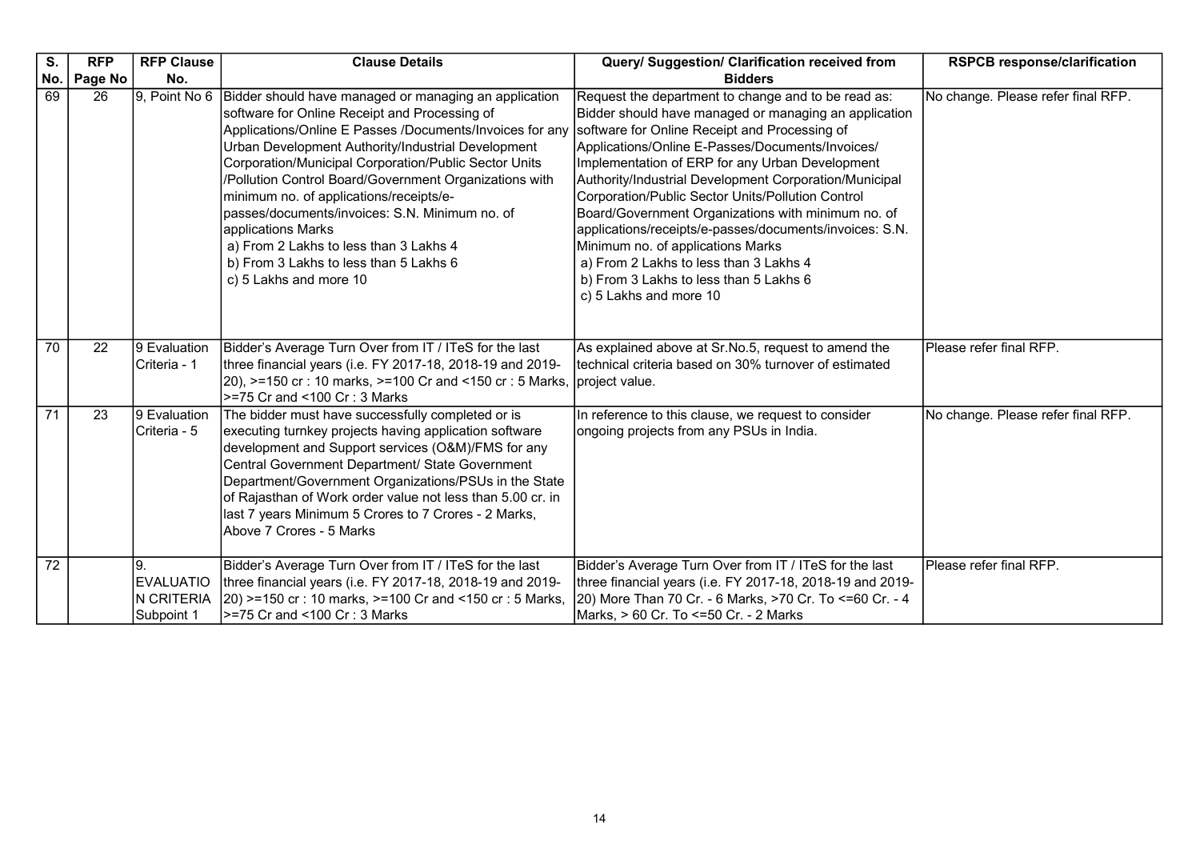| S. No. | RFP Page No | RFP Clause No. | Clause Details | Query/ Suggestion/ Clarification received from Bidders | RSPCB response/clarification |
|---|---|---|---|---|---|
| 69 | 26 | 9, Point No 6 | Bidder should have managed or managing an application software for Online Receipt and Processing of Applications/Online E Passes /Documents/Invoices for any Urban Development Authority/Industrial Development Corporation/Municipal Corporation/Public Sector Units /Pollution Control Board/Government Organizations with minimum no. of applications/receipts/e-passes/documents/invoices: S.N. Minimum no. of applications Marks<br>a) From 2 Lakhs to less than 3 Lakhs 4<br>b) From 3 Lakhs to less than 5 Lakhs 6<br>c) 5 Lakhs and more 10 | Request the department to change and to be read as: Bidder should have managed or managing an application software for Online Receipt and Processing of Applications/Online E-Passes/Documents/Invoices/ Implementation of ERP for any Urban Development Authority/Industrial Development Corporation/Municipal Corporation/Public Sector Units/Pollution Control Board/Government Organizations with minimum no. of applications/receipts/e-passes/documents/invoices: S.N. Minimum no. of applications Marks<br>a) From 2 Lakhs to less than 3 Lakhs 4<br>b) From 3 Lakhs to less than 5 Lakhs 6<br>c) 5 Lakhs and more 10 | No change. Please refer final RFP. |
| 70 | 22 | 9 Evaluation Criteria - 1 | Bidder's Average Turn Over from IT / ITeS for the last three financial years (i.e. FY 2017-18, 2018-19 and 2019-20), >=150 cr : 10 marks, >=100 Cr and <150 cr : 5 Marks, >=75 Cr and <100 Cr : 3 Marks | As explained above at Sr.No.5, request to amend the technical criteria based on 30% turnover of estimated project value. | Please refer final RFP. |
| 71 | 23 | 9 Evaluation Criteria - 5 | The bidder must have successfully completed or is executing turnkey projects having application software development and Support services (O&M)/FMS for any Central Government Department/ State Government Department/Government Organizations/PSUs in the State of Rajasthan of Work order value not less than 5.00 cr. in last 7 years Minimum 5 Crores to 7 Crores - 2 Marks, Above 7 Crores - 5 Marks | In reference to this clause, we request to consider ongoing projects from any PSUs in India. | No change. Please refer final RFP. |
| 72 | | 9. EVALUATION CRITERIA Subpoint 1 | Bidder's Average Turn Over from IT / ITeS for the last three financial years (i.e. FY 2017-18, 2018-19 and 2019-20) >=150 cr : 10 marks, >=100 Cr and <150 cr : 5 Marks, >=75 Cr and <100 Cr : 3 Marks | Bidder's Average Turn Over from IT / ITeS for the last three financial years (i.e. FY 2017-18, 2018-19 and 2019-20) More Than 70 Cr. - 6 Marks, >70 Cr. To <=60 Cr. - 4 Marks, > 60 Cr. To <=50 Cr. - 2 Marks | Please refer final RFP. |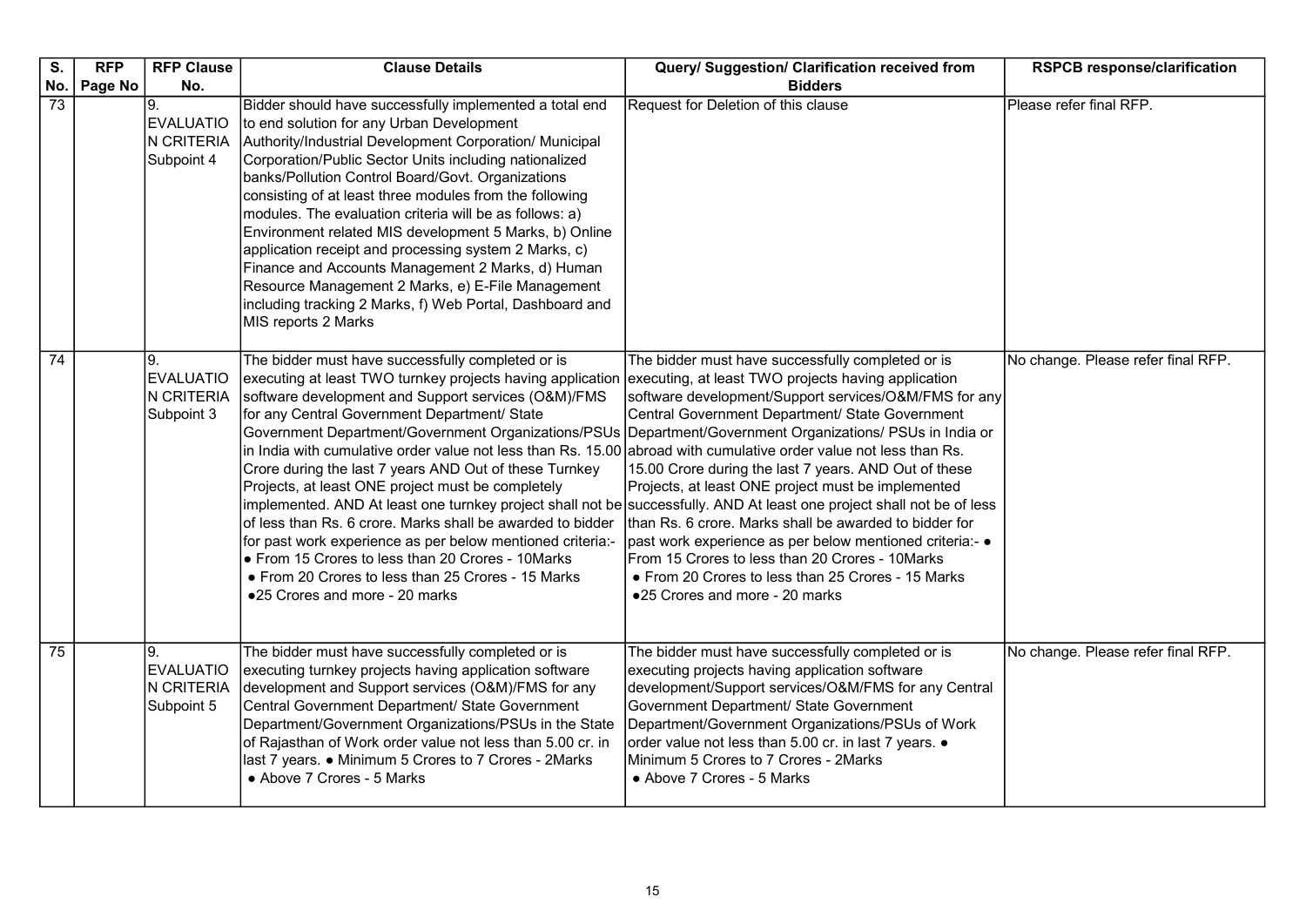| S. No. | RFP Page No | RFP Clause No. | Clause Details | Query/ Suggestion/ Clarification received from Bidders | RSPCB response/clarification |
|---|---|---|---|---|---|
| 73 | | 9. EVALUATION CRITERIA Subpoint 4 | Bidder should have successfully implemented a total end to end solution for any Urban Development Authority/Industrial Development Corporation/ Municipal Corporation/Public Sector Units including nationalized banks/Pollution Control Board/Govt. Organizations consisting of at least three modules from the following modules. The evaluation criteria will be as follows: a) Environment related MIS development 5 Marks, b) Online application receipt and processing system 2 Marks, c) Finance and Accounts Management 2 Marks, d) Human Resource Management 2 Marks, e) E-File Management including tracking 2 Marks, f) Web Portal, Dashboard and MIS reports 2 Marks | Request for Deletion of this clause | Please refer final RFP. |
| 74 | | 9. EVALUATION CRITERIA Subpoint 3 | The bidder must have successfully completed or is executing at least TWO turnkey projects having application software development and Support services (O&M)/FMS for any Central Government Department/ State Government Department/Government Organizations/PSUs in India with cumulative order value not less than Rs. 15.00 Crore during the last 7 years AND Out of these Turnkey Projects, at least ONE project must be completely implemented. AND At least one turnkey project shall not be of less than Rs. 6 crore. Marks shall be awarded to bidder for past work experience as per below mentioned criteria:- ● From 15 Crores to less than 20 Crores - 10Marks ● From 20 Crores to less than 25 Crores - 15 Marks ●25 Crores and more - 20 marks | The bidder must have successfully completed or is executing, at least TWO projects having application software development/Support services/O&M/FMS for any Central Government Department/ State Government Department/Government Organizations/ PSUs in India or abroad with cumulative order value not less than Rs. 15.00 Crore during the last 7 years. AND Out of these Projects, at least ONE project must be implemented successfully. AND At least one project shall not be of less than Rs. 6 crore. Marks shall be awarded to bidder for past work experience as per below mentioned criteria:- ● From 15 Crores to less than 20 Crores - 10Marks ● From 20 Crores to less than 25 Crores - 15 Marks ●25 Crores and more - 20 marks | No change. Please refer final RFP. |
| 75 | | 9. EVALUATION CRITERIA Subpoint 5 | The bidder must have successfully completed or is executing turnkey projects having application software development and Support services (O&M)/FMS for any Central Government Department/ State Government Department/Government Organizations/PSUs in the State of Rajasthan of Work order value not less than 5.00 cr. in last 7 years. ● Minimum 5 Crores to 7 Crores - 2Marks ● Above 7 Crores - 5 Marks | The bidder must have successfully completed or is executing projects having application software development/Support services/O&M/FMS for any Central Government Department/ State Government Department/Government Organizations/PSUs of Work order value not less than 5.00 cr. in last 7 years. ● Minimum 5 Crores to 7 Crores - 2Marks ● Above 7 Crores - 5 Marks | No change. Please refer final RFP. |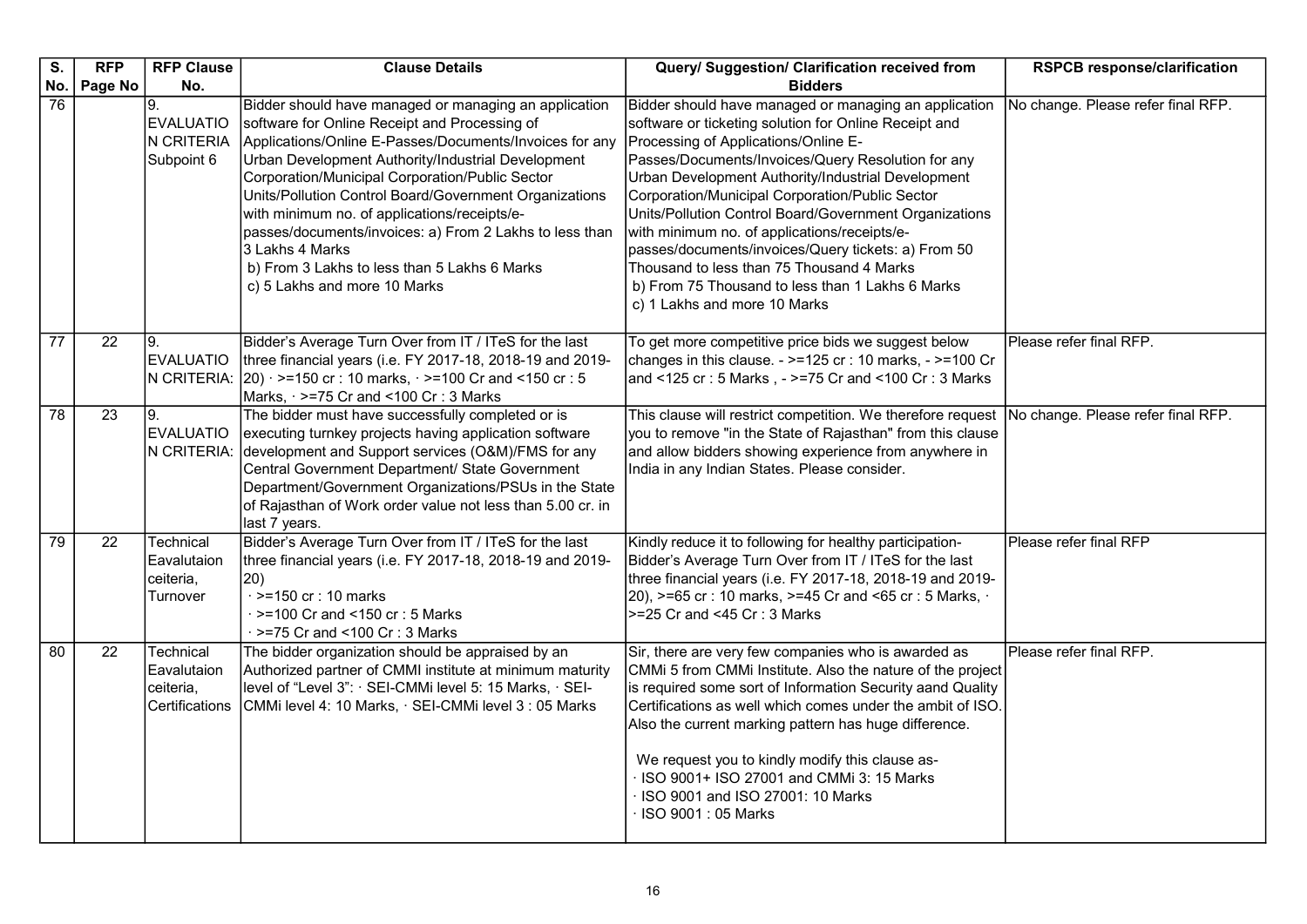| S. No. | RFP Page No | RFP Clause No. | Clause Details | Query/ Suggestion/ Clarification received from Bidders | RSPCB response/clarification |
|---|---|---|---|---|---|
| 76 | | 9. EVALUATION CRITERIA Subpoint 6 | Bidder should have managed or managing an application software for Online Receipt and Processing of Applications/Online E-Passes/Documents/Invoices for any Urban Development Authority/Industrial Development Corporation/Municipal Corporation/Public Sector Units/Pollution Control Board/Government Organizations with minimum no. of applications/receipts/e-passes/documents/invoices: a) From 2 Lakhs to less than 3 Lakhs 4 Marks<br>b) From 3 Lakhs to less than 5 Lakhs 6 Marks<br>c) 5 Lakhs and more 10 Marks | Bidder should have managed or managing an application software or ticketing solution for Online Receipt and Processing of Applications/Online E-Passes/Documents/Invoices/Query Resolution for any Urban Development Authority/Industrial Development Corporation/Municipal Corporation/Public Sector Units/Pollution Control Board/Government Organizations with minimum no. of applications/receipts/e-passes/documents/invoices/Query tickets: a) From 50 Thousand to less than 75 Thousand 4 Marks<br>b) From 75 Thousand to less than 1 Lakhs 6 Marks<br>c) 1 Lakhs and more 10 Marks | No change. Please refer final RFP. |
| 77 | 22 | 9. EVALUATION CRITERIA: | Bidder's Average Turn Over from IT / ITeS for the last three financial years (i.e. FY 2017-18, 2018-19 and 2019-20) · >=150 cr : 10 marks, · >=100 Cr and <150 cr : 5 Marks, · >=75 Cr and <100 Cr : 3 Marks | To get more competitive price bids we suggest below changes in this clause. - >=125 cr : 10 marks, - >=100 Cr and <125 cr : 5 Marks , - >=75 Cr and <100 Cr : 3 Marks | Please refer final RFP. |
| 78 | 23 | 9. EVALUATION CRITERIA: | The bidder must have successfully completed or is executing turnkey projects having application software development and Support services (O&M)/FMS for any Central Government Department/ State Government Department/Government Organizations/PSUs in the State of Rajasthan of Work order value not less than 5.00 cr. in last 7 years. | This clause will restrict competition. We therefore request you to remove "in the State of Rajasthan" from this clause and allow bidders showing experience from anywhere in India in any Indian States. Please consider. | No change. Please refer final RFP. |
| 79 | 22 | Technical Eavalutaion ceiteria, Turnover | Bidder's Average Turn Over from IT / ITeS for the last three financial years (i.e. FY 2017-18, 2018-19 and 2019-20)<br>· >=150 cr : 10 marks<br>· >=100 Cr and <150 cr : 5 Marks<br>· >=75 Cr and <100 Cr : 3 Marks | Kindly reduce it to following for healthy participation- Bidder's Average Turn Over from IT / ITeS for the last three financial years (i.e. FY 2017-18, 2018-19 and 2019-20), >=65 cr : 10 marks, >=45 Cr and <65 cr : 5 Marks, · >=25 Cr and <45 Cr : 3 Marks | Please refer final RFP |
| 80 | 22 | Technical Eavalutaion ceiteria, Certifications | The bidder organization should be appraised by an Authorized partner of CMMI institute at minimum maturity level of "Level 3": · SEI-CMMi level 5: 15 Marks, · SEI-CMMi level 4: 10 Marks, · SEI-CMMi level 3 : 05 Marks | Sir, there are very few companies who is awarded as CMMi 5 from CMMi Institute. Also the nature of the project is required some sort of Information Security aand Quality Certifications as well which comes under the ambit of ISO. Also the current marking pattern has huge difference.<br><br>We request you to kindly modify this clause as-<br>· ISO 9001+ ISO 27001 and CMMi 3: 15 Marks<br>· ISO 9001 and ISO 27001: 10 Marks<br>· ISO 9001 : 05 Marks | Please refer final RFP. |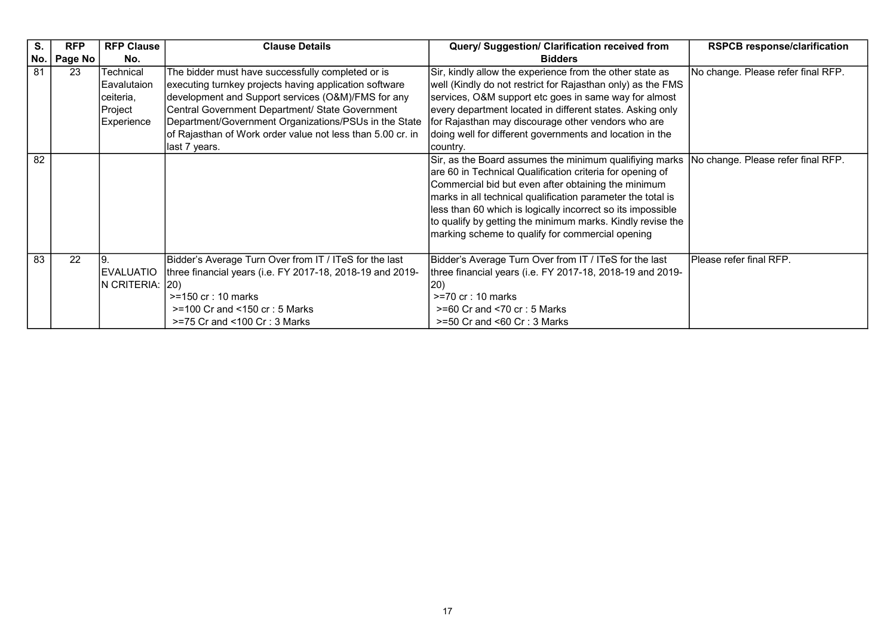| S. No. | RFP Page No | RFP Clause No. | Clause Details | Query/ Suggestion/ Clarification received from Bidders | RSPCB response/clarification |
|---|---|---|---|---|---|
| 81 | 23 | Technical Eavalutaion ceiteria, Project Experience | The bidder must have successfully completed or is executing turnkey projects having application software development and Support services (O&M)/FMS for any Central Government Department/ State Government Department/Government Organizations/PSUs in the State of Rajasthan of Work order value not less than 5.00 cr. in last 7 years. | Sir, kindly allow the experience from the other state as well (Kindly do not restrict for Rajasthan only) as the FMS services, O&M support etc goes in same way for almost every department located in different states. Asking only for Rajasthan may discourage other vendors who are doing well for different governments and location in the country. | No change. Please refer final RFP. |
| 82 | | | | Sir, as the Board assumes the minimum qualifiying marks are 60 in Technical Qualification criteria for opening of Commercial bid but even after obtaining the minimum marks in all technical qualification parameter the total is less than 60 which is logically incorrect so its impossible to qualify by getting the minimum marks. Kindly revise the marking scheme to qualify for commercial opening | No change. Please refer final RFP. |
| 83 | 22 | 9. EVALUATIO N CRITERIA: | Bidder's Average Turn Over from IT / ITeS for the last three financial years (i.e. FY 2017-18, 2018-19 and 2019-20)<br>>=150 cr : 10 marks<br>>=100 Cr and <150 cr : 5 Marks<br>>=75 Cr and <100 Cr : 3 Marks | Bidder's Average Turn Over from IT / ITeS for the last three financial years (i.e. FY 2017-18, 2018-19 and 2019-20)<br>>=70 cr : 10 marks<br>>=60 Cr and <70 cr : 5 Marks<br>>=50 Cr and <60 Cr : 3 Marks | Please refer final RFP. |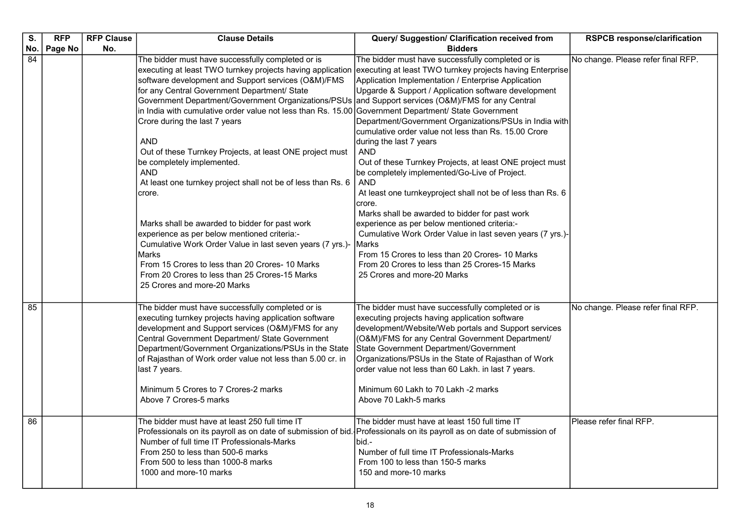| S. No. | RFP Page No | RFP Clause No. | Clause Details | Query/ Suggestion/ Clarification received from Bidders | RSPCB response/clarification |
|---|---|---|---|---|---|
| 84 | | | The bidder must have successfully completed or is executing at least TWO turnkey projects having application software development and Support services (O&M)/FMS for any Central Government Department/ State Government Department/Government Organizations/PSUs in India with cumulative order value not less than Rs. 15.00 Crore during the last 7 years<br><br>AND<br>Out of these Turnkey Projects, at least ONE project must be completely implemented.<br>AND<br>At least one turnkey project shall not be of less than Rs. 6 crore.<br><br>Marks shall be awarded to bidder for past work experience as per below mentioned criteria:-<br>Cumulative Work Order Value in last seven years (7 yrs.)-Marks<br>From 15 Crores to less than 20 Crores- 10 Marks<br>From 20 Crores to less than 25 Crores-15 Marks<br>25 Crores and more-20 Marks | The bidder must have successfully completed or is executing at least TWO turnkey projects having Enterprise Application Implementation / Enterprise Application Upgarde & Support / Application software development and Support services (O&M)/FMS for any Central Government Department/ State Government Department/Government Organizations/PSUs in India with cumulative order value not less than Rs. 15.00 Crore during the last 7 years<br>AND<br>Out of these Turnkey Projects, at least ONE project must be completely implemented/Go-Live of Project.<br>AND<br>At least one turnkeyproject shall not be of less than Rs. 6 crore.<br>Marks shall be awarded to bidder for past work experience as per below mentioned criteria:-<br>Cumulative Work Order Value in last seven years (7 yrs.)-Marks<br>From 15 Crores to less than 20 Crores- 10 Marks<br>From 20 Crores to less than 25 Crores-15 Marks<br>25 Crores and more-20 Marks | No change. Please refer final RFP. |
| 85 | | | The bidder must have successfully completed or is executing turnkey projects having application software development and Support services (O&M)/FMS for any Central Government Department/ State Government Department/Government Organizations/PSUs in the State of Rajasthan of Work order value not less than 5.00 cr. in last 7 years.<br><br>Minimum 5 Crores to 7 Crores-2 marks<br>Above 7 Crores-5 marks | The bidder must have successfully completed or is executing projects having application software development/Website/Web portals and Support services (O&M)/FMS for any Central Government Department/ State Government Department/Government Organizations/PSUs in the State of Rajasthan of Work order value not less than 60 Lakh. in last 7 years.<br><br>Minimum 60 Lakh to 70 Lakh -2 marks<br>Above 70 Lakh-5 marks | No change. Please refer final RFP. |
| 86 | | | The bidder must have at least 250 full time IT Professionals on its payroll as on date of submission of bid.-<br>Number of full time IT Professionals-Marks<br>From 250 to less than 500-6 marks<br>From 500 to less than 1000-8 marks<br>1000 and more-10 marks | The bidder must have at least 150 full time IT Professionals on its payroll as on date of submission of bid.-<br>Number of full time IT Professionals-Marks<br>From 100 to less than 150-5 marks<br>150 and more-10 marks | Please refer final RFP. |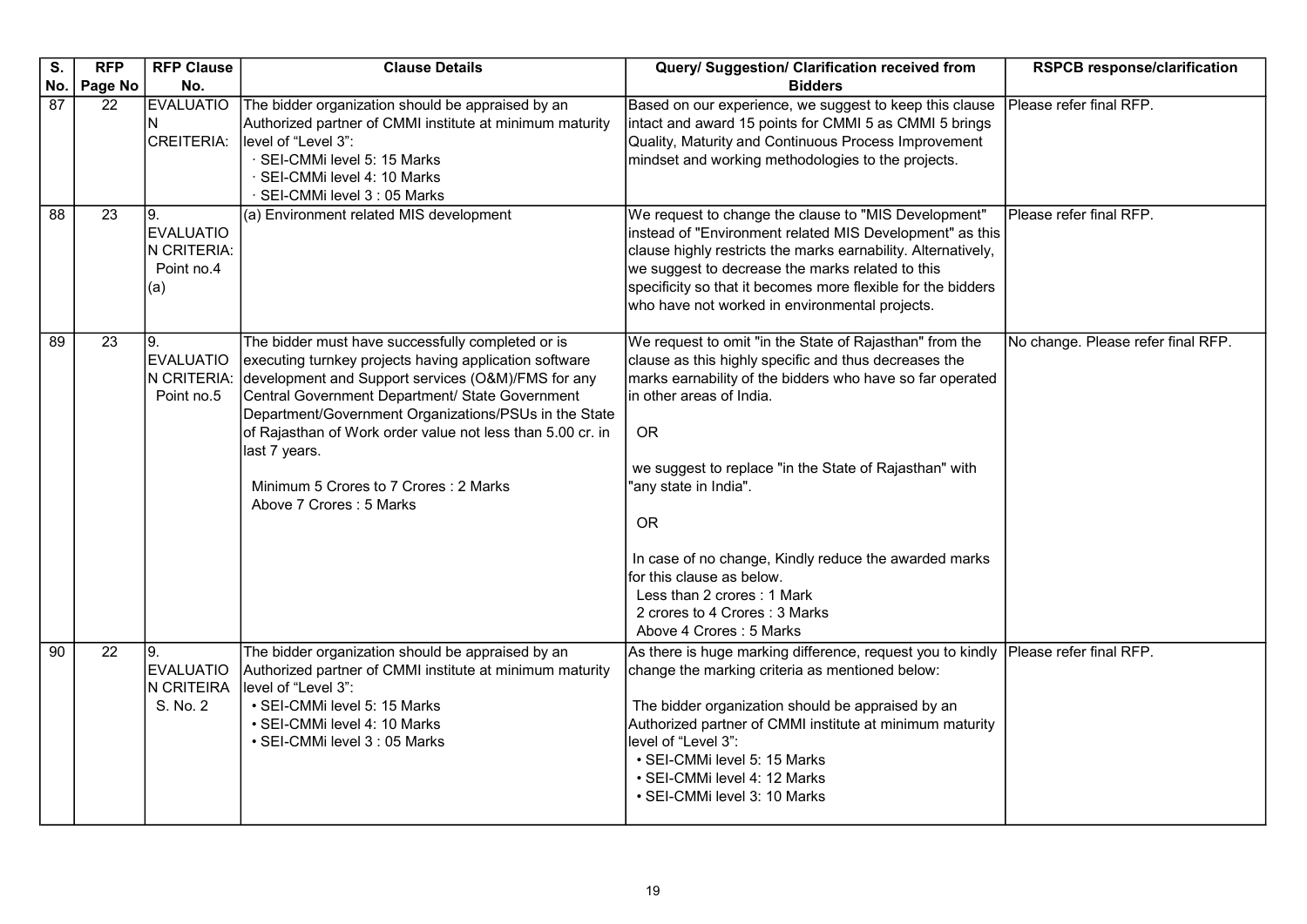| S. No. | RFP Page No | RFP Clause No. | Clause Details | Query/ Suggestion/ Clarification received from Bidders | RSPCB response/clarification |
|---|---|---|---|---|---|
| 87 | 22 | EVALUATION CREITERIA: | The bidder organization should be appraised by an Authorized partner of CMMI institute at minimum maturity level of "Level 3":<br>· SEI-CMMi level 5: 15 Marks<br>· SEI-CMMi level 4: 10 Marks<br>· SEI-CMMi level 3 : 05 Marks | Based on our experience, we suggest to keep this clause intact and award 15 points for CMMI 5 as CMMI 5 brings Quality, Maturity and Continuous Process Improvement mindset and working methodologies to the projects. | Please refer final RFP. |
| 88 | 23 | 9. EVALUATION CRITERIA: Point no.4 (a) | (a) Environment related MIS development | We request to change the clause to "MIS Development" instead of "Environment related MIS Development" as this clause highly restricts the marks earnability. Alternatively, we suggest to decrease the marks related to this specificity so that it becomes more flexible for the bidders who have not worked in environmental projects. | Please refer final RFP. |
| 89 | 23 | 9. EVALUATION CRITERIA: Point no.5 | The bidder must have successfully completed or is executing turnkey projects having application software development and Support services (O&M)/FMS for any Central Government Department/ State Government Department/Government Organizations/PSUs in the State of Rajasthan of Work order value not less than 5.00 cr. in last 7 years.<br><br>Minimum 5 Crores to 7 Crores : 2 Marks<br>Above 7 Crores : 5 Marks | We request to omit "in the State of Rajasthan" from the clause as this highly specific and thus decreases the marks earnability of the bidders who have so far operated in other areas of India.<br><br>OR<br><br>we suggest to replace "in the State of Rajasthan" with "any state in India".<br><br>OR<br><br>In case of no change, Kindly reduce the awarded marks for this clause as below.<br>Less than 2 crores : 1 Mark<br>2 crores to 4 Crores : 3 Marks<br>Above 4 Crores : 5 Marks | No change. Please refer final RFP. |
| 90 | 22 | 9. EVALUATION CRITEIRA S. No. 2 | The bidder organization should be appraised by an Authorized partner of CMMI institute at minimum maturity level of "Level 3":<br>• SEI-CMMi level 5: 15 Marks<br>• SEI-CMMi level 4: 10 Marks<br>• SEI-CMMi level 3 : 05 Marks | As there is huge marking difference, request you to kindly change the marking criteria as mentioned below:<br><br>The bidder organization should be appraised by an Authorized partner of CMMI institute at minimum maturity level of "Level 3":<br>• SEI-CMMi level 5: 15 Marks<br>• SEI-CMMi level 4: 12 Marks<br>• SEI-CMMi level 3: 10 Marks | Please refer final RFP. |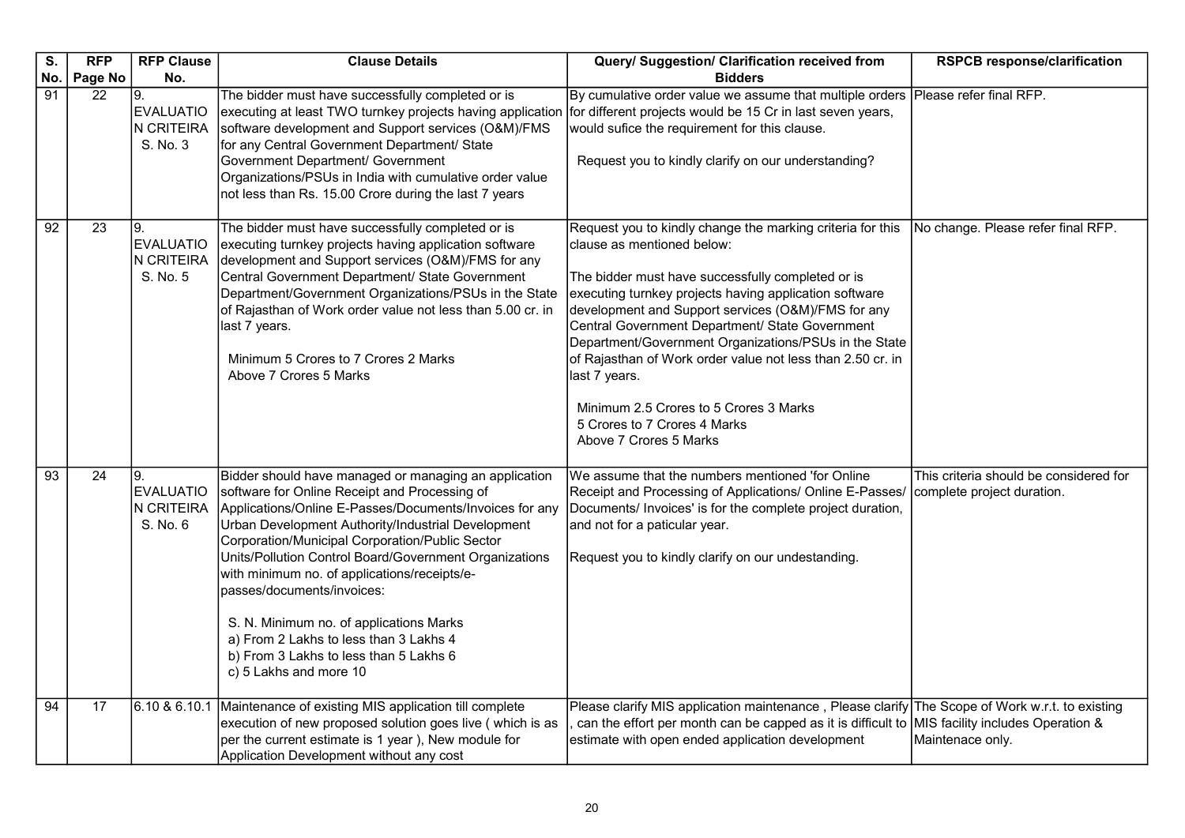| S. No. | RFP Page No | RFP Clause No. | Clause Details | Query/ Suggestion/ Clarification received from Bidders | RSPCB response/clarification |
|---|---|---|---|---|---|
| 91 | 22 | 9. EVALUATION CRITEIRA S. No. 3 | The bidder must have successfully completed or is executing at least TWO turnkey projects having application software development and Support services (O&M)/FMS for any Central Government Department/ State Government Department/ Government Organizations/PSUs in India with cumulative order value not less than Rs. 15.00 Crore during the last 7 years | By cumulative order value we assume that multiple orders for different projects would be 15 Cr in last seven years, would sufice the requirement for this clause.<br><br>Request you to kindly clarify on our understanding? | Please refer final RFP. |
| 92 | 23 | 9. EVALUATION CRITEIRA S. No. 5 | The bidder must have successfully completed or is executing turnkey projects having application software development and Support services (O&M)/FMS for any Central Government Department/ State Government Department/Government Organizations/PSUs in the State of Rajasthan of Work order value not less than 5.00 cr. in last 7 years.<br><br>Minimum 5 Crores to 7 Crores 2 Marks<br>Above 7 Crores 5 Marks | Request you to kindly change the marking criteria for this clause as mentioned below:<br><br>The bidder must have successfully completed or is executing turnkey projects having application software development and Support services (O&M)/FMS for any Central Government Department/ State Government Department/Government Organizations/PSUs in the State of Rajasthan of Work order value not less than 2.50 cr. in last 7 years.<br><br>Minimum 2.5 Crores to 5 Crores 3 Marks<br>5 Crores to 7 Crores 4 Marks<br>Above 7 Crores 5 Marks | No change. Please refer final RFP. |
| 93 | 24 | 9. EVALUATION CRITEIRA S. No. 6 | Bidder should have managed or managing an application software for Online Receipt and Processing of Applications/Online E-Passes/Documents/Invoices for any Urban Development Authority/Industrial Development Corporation/Municipal Corporation/Public Sector Units/Pollution Control Board/Government Organizations with minimum no. of applications/receipts/e-passes/documents/invoices:<br><br>S. N. Minimum no. of applications Marks<br>a) From 2 Lakhs to less than 3 Lakhs 4<br>b) From 3 Lakhs to less than 5 Lakhs 6<br>c) 5 Lakhs and more 10 | We assume that the numbers mentioned 'for Online Receipt and Processing of Applications/ Online E-Passes/ Documents/ Invoices' is for the complete project duration, and not for a paticular year.<br><br>Request you to kindly clarify on our undestanding. | This criteria should be considered for complete project duration. |
| 94 | 17 | 6.10 & 6.10.1 | Maintenance of existing MIS application till complete execution of new proposed solution goes live ( which is as per the current estimate is 1 year ), New module for Application Development without any cost | Please clarify MIS application maintenance , Please clarify , can the effort per month can be capped as it is difficult to estimate with open ended application development | The Scope of Work w.r.t. to existing MIS facility includes Operation & Maintenace only. |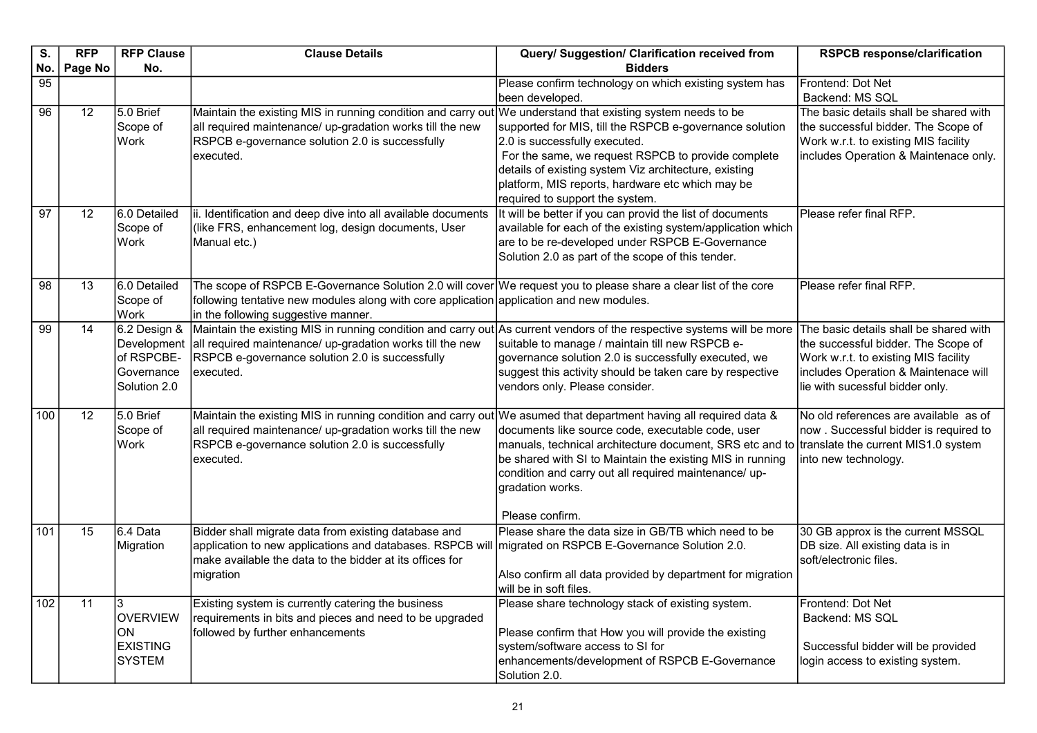| S. No. | RFP Page No | RFP Clause No. | Clause Details | Query/ Suggestion/ Clarification received from Bidders | RSPCB response/clarification |
|---|---|---|---|---|---|
| 95 | | | | Please confirm technology on which existing system has been developed. | Frontend: Dot Net<br>Backend: MS SQL |
| 96 | 12 | 5.0 Brief Scope of Work | Maintain the existing MIS in running condition and carry out all required maintenance/ up-gradation works till the new RSPCB e-governance solution 2.0 is successfully executed. | We understand that existing system needs to be supported for MIS, till the RSPCB e-governance solution 2.0 is successfully executed.<br>For the same, we request RSPCB to provide complete details of existing system Viz architecture, existing platform, MIS reports, hardware etc which may be required to support the system. | The basic details shall be shared with the successful bidder. The Scope of Work w.r.t. to existing MIS facility includes Operation & Maintenace only. |
| 97 | 12 | 6.0 Detailed Scope of Work | ii. Identification and deep dive into all available documents (like FRS, enhancement log, design documents, User Manual etc.) | It will be better if you can provid the list of documents available for each of the existing system/application which are to be re-developed under RSPCB E-Governance Solution 2.0 as part of the scope of this tender. | Please refer final RFP. |
| 98 | 13 | 6.0 Detailed Scope of Work | The scope of RSPCB E-Governance Solution 2.0 will cover following tentative new modules along with core application in the following suggestive manner. | We request you to please share a clear list of the core application and new modules. | Please refer final RFP. |
| 99 | 14 | 6.2 Design & Development of RSPCBE-Governance Solution 2.0 | Maintain the existing MIS in running condition and carry out all required maintenance/ up-gradation works till the new RSPCB e-governance solution 2.0 is successfully executed. | As current vendors of the respective systems will be more suitable to manage / maintain till new RSPCB e-governance solution 2.0 is successfully executed, we suggest this activity should be taken care by respective vendors only. Please consider. | The basic details shall be shared with the successful bidder. The Scope of Work w.r.t. to existing MIS facility includes Operation & Maintenace will lie with sucessful bidder only. |
| 100 | 12 | 5.0 Brief Scope of Work | Maintain the existing MIS in running condition and carry out all required maintenance/ up-gradation works till the new RSPCB e-governance solution 2.0 is successfully executed. | We asumed that department having all required data & documents like source code, executable code, user manuals, technical architecture document, SRS etc and to be shared with SI to Maintain the existing MIS in running condition and carry out all required maintenance/ up-gradation works.<br><br>Please confirm. | No old references are available as of now . Successful bidder is required to translate the current MIS1.0 system into new technology. |
| 101 | 15 | 6.4 Data Migration | Bidder shall migrate data from existing database and application to new applications and databases. RSPCB will make available the data to the bidder at its offices for migration | Please share the data size in GB/TB which need to be migrated on RSPCB E-Governance Solution 2.0.<br><br>Also confirm all data provided by department for migration will be in soft files. | 30 GB approx is the current MSSQL DB size. All existing data is in soft/electronic files. |
| 102 | 11 | 3 OVERVIEW ON EXISTING SYSTEM | Existing system is currently catering the business requirements in bits and pieces and need to be upgraded followed by further enhancements | Please share technology stack of existing system.<br><br>Please confirm that How you will provide the existing system/software access to SI for enhancements/development of RSPCB E-Governance Solution 2.0. | Frontend: Dot Net<br>Backend: MS SQL<br><br>Successful bidder will be provided login access to existing system. |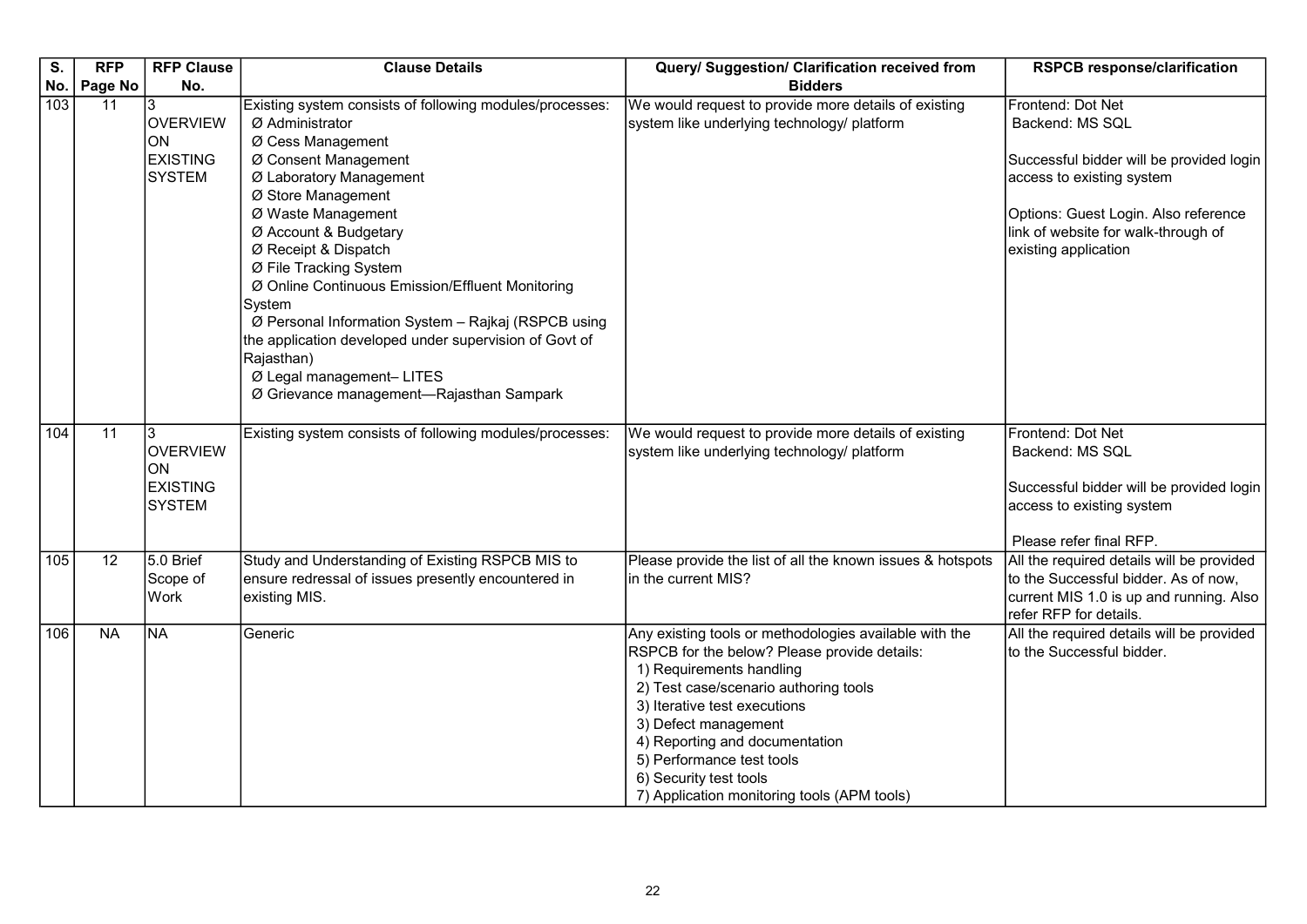| S. No. | RFP Page No | RFP Clause No. | Clause Details | Query/ Suggestion/ Clarification received from Bidders | RSPCB response/clarification |
|---|---|---|---|---|---|
| 103 | 11 | 3 OVERVIEW ON EXISTING SYSTEM | Existing system consists of following modules/processes:<br>Ø Administrator<br>Ø Cess Management<br>Ø Consent Management<br>Ø Laboratory Management<br>Ø Store Management<br>Ø Waste Management<br>Ø Account & Budgetary<br>Ø Receipt & Dispatch<br>Ø File Tracking System<br>Ø Online Continuous Emission/Effluent Monitoring System<br>Ø Personal Information System – Rajkaj (RSPCB using the application developed under supervision of Govt of Rajasthan)<br>Ø Legal management– LITES<br>Ø Grievance management—Rajasthan Sampark | We would request to provide more details of existing system like underlying technology/ platform | Frontend: Dot Net<br>Backend: MS SQL<br><br>Successful bidder will be provided login access to existing system<br><br>Options: Guest Login. Also reference link of website for walk-through of existing application |
| 104 | 11 | 3 OVERVIEW ON EXISTING SYSTEM | Existing system consists of following modules/processes: | We would request to provide more details of existing system like underlying technology/ platform | Frontend: Dot Net<br>Backend: MS SQL<br><br>Successful bidder will be provided login access to existing system<br><br>Please refer final RFP. |
| 105 | 12 | 5.0 Brief Scope of Work | Study and Understanding of Existing RSPCB MIS to ensure redressal of issues presently encountered in existing MIS. | Please provide the list of all the known issues & hotspots in the current MIS? | All the required details will be provided to the Successful bidder. As of now, current MIS 1.0 is up and running. Also refer RFP for details. |
| 106 | NA | NA | Generic | Any existing tools or methodologies available with the RSPCB for the below? Please provide details:<br>1) Requirements handling<br>2) Test case/scenario authoring tools<br>3) Iterative test executions<br>3) Defect management<br>4) Reporting and documentation<br>5) Performance test tools<br>6) Security test tools<br>7) Application monitoring tools (APM tools) | All the required details will be provided to the Successful bidder. |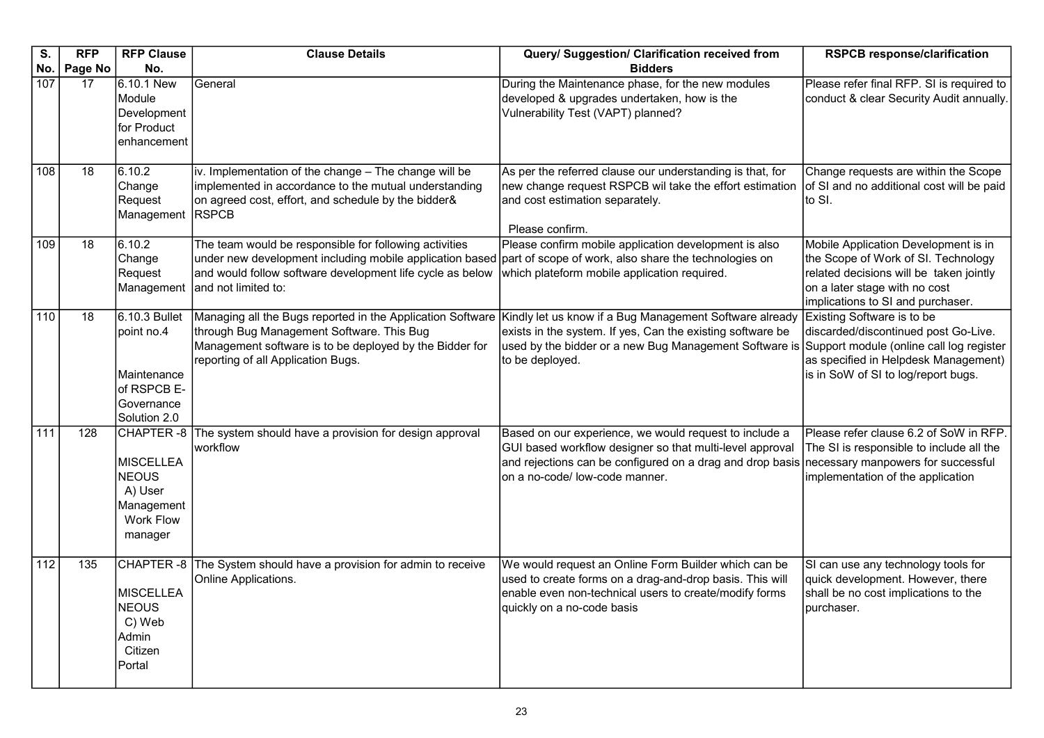| S. No. | RFP Page No | RFP Clause No. | Clause Details | Query/ Suggestion/ Clarification received from Bidders | RSPCB response/clarification |
|---|---|---|---|---|---|
| 107 | 17 | 6.10.1 New Module Development for Product enhancement | General | During the Maintenance phase, for the new modules developed & upgrades undertaken, how is the Vulnerability Test (VAPT) planned? | Please refer final RFP. SI is required to conduct & clear Security Audit annually. |
| 108 | 18 | 6.10.2 Change Request Management | iv. Implementation of the change – The change will be implemented in accordance to the mutual understanding on agreed cost, effort, and schedule by the bidder& RSPCB | As per the referred clause our understanding is that, for new change request RSPCB wil take the effort estimation and cost estimation separately. Please confirm. | Change requests are within the Scope of SI and no additional cost will be paid to SI. |
| 109 | 18 | 6.10.2 Change Request Management | The team would be responsible for following activities under new development including mobile application based and would follow software development life cycle as below and not limited to: | Please confirm mobile application development is also part of scope of work, also share the technologies on which plateform mobile application required. | Mobile Application Development is in the Scope of Work of SI. Technology related decisions will be taken jointly on a later stage with no cost implications to SI and purchaser. |
| 110 | 18 | 6.10.3 Bullet point no.4 Maintenance of RSPCB E-Governance Solution 2.0 | Managing all the Bugs reported in the Application Software through Bug Management Software. This Bug Management software is to be deployed by the Bidder for reporting of all Application Bugs. | Kindly let us know if a Bug Management Software already exists in the system. If yes, Can the existing software be used by the bidder or a new Bug Management Software is to be deployed. | Existing Software is to be discarded/discontinued post Go-Live. Support module (online call log register as specified in Helpdesk Management) is in SoW of SI to log/report bugs. |
| 111 | 128 | CHAPTER -8 MISCELLEANEOUS A) User Management Work Flow manager | The system should have a provision for design approval workflow | Based on our experience, we would request to include a GUI based workflow designer so that multi-level approval and rejections can be configured on a drag and drop basis on a no-code/ low-code manner. | Please refer clause 6.2 of SoW in RFP. The SI is responsible to include all the necessary manpowers for successful implementation of the application |
| 112 | 135 | CHAPTER -8 MISCELLEANEOUS C) Web Admin Citizen Portal | The System should have a provision for admin to receive Online Applications. | We would request an Online Form Builder which can be used to create forms on a drag-and-drop basis. This will enable even non-technical users to create/modify forms quickly on a no-code basis | SI can use any technology tools for quick development. However, there shall be no cost implications to the purchaser. |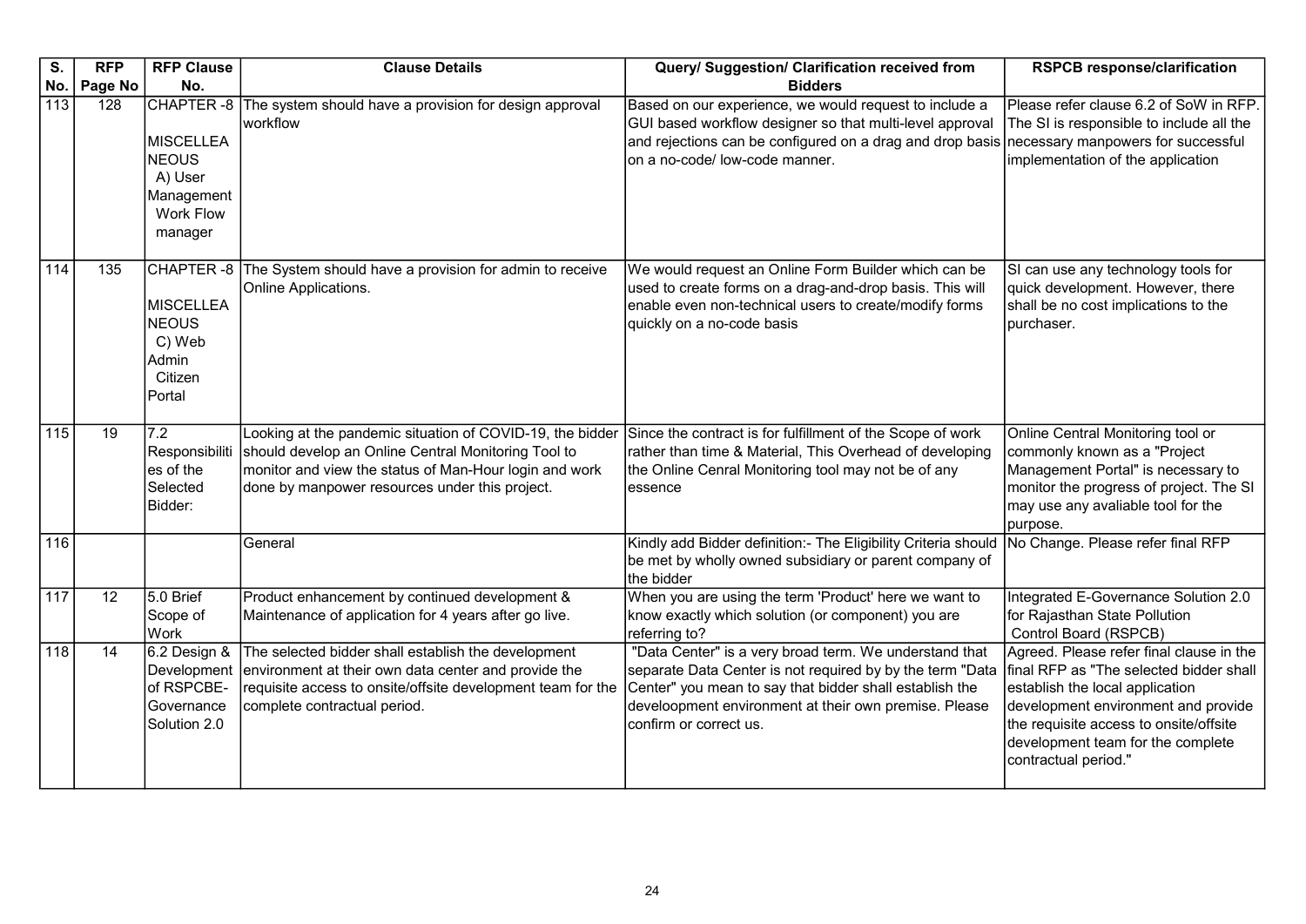| S. No. | RFP Page No | RFP Clause No. | Clause Details | Query/ Suggestion/ Clarification received from Bidders | RSPCB response/clarification |
|---|---|---|---|---|---|
| 113 | 128 | CHAPTER -8 MISCELLEANEOUS A) User Management Work Flow manager | The system should have a provision for design approval workflow | Based on our experience, we would request to include a GUI based workflow designer so that multi-level approval and rejections can be configured on a drag and drop basis on a no-code/ low-code manner. | Please refer clause 6.2 of SoW in RFP. The SI is responsible to include all the necessary manpowers for successful implementation of the application |
| 114 | 135 | CHAPTER -8 MISCELLEANEOUS C) Web Admin Citizen Portal | The System should have a provision for admin to receive Online Applications. | We would request an Online Form Builder which can be used to create forms on a drag-and-drop basis. This will enable even non-technical users to create/modify forms quickly on a no-code basis | SI can use any technology tools for quick development. However, there shall be no cost implications to the purchaser. |
| 115 | 19 | 7.2 Responsibilities of the Selected Bidder: | Looking at the pandemic situation of COVID-19, the bidder should develop an Online Central Monitoring Tool to monitor and view the status of Man-Hour login and work done by manpower resources under this project. | Since the contract is for fulfillment of the Scope of work rather than time & Material, This Overhead of developing the Online Cenral Monitoring tool may not be of any essence | Online Central Monitoring tool or commonly known as a "Project Management Portal" is necessary to monitor the progress of project. The SI may use any avaliable tool for the purpose. |
| 116 | | | General | Kindly add Bidder definition:- The Eligibility Criteria should be met by wholly owned subsidiary or parent company of the bidder | No Change. Please refer final RFP |
| 117 | 12 | 5.0 Brief Scope of Work | Product enhancement by continued development & Maintenance of application for 4 years after go live. | When you are using the term 'Product' here we want to know exactly which solution (or component) you are referring to? | Integrated E-Governance Solution 2.0 for Rajasthan State Pollution Control Board (RSPCB) |
| 118 | 14 | 6.2 Design & Development of RSPCBE-Governance Solution 2.0 | The selected bidder shall establish the development environment at their own data center and provide the requisite access to onsite/offsite development team for the complete contractual period. | "Data Center" is a very broad term. We understand that separate Data Center is not required by by the term "Data Center" you mean to say that bidder shall establish the deveploopment environment at their own premise. Please confirm or correct us. | Agreed. Please refer final clause in the final RFP as "The selected bidder shall establish the local application development environment and provide the requisite access to onsite/offsite development team for the complete contractual period." |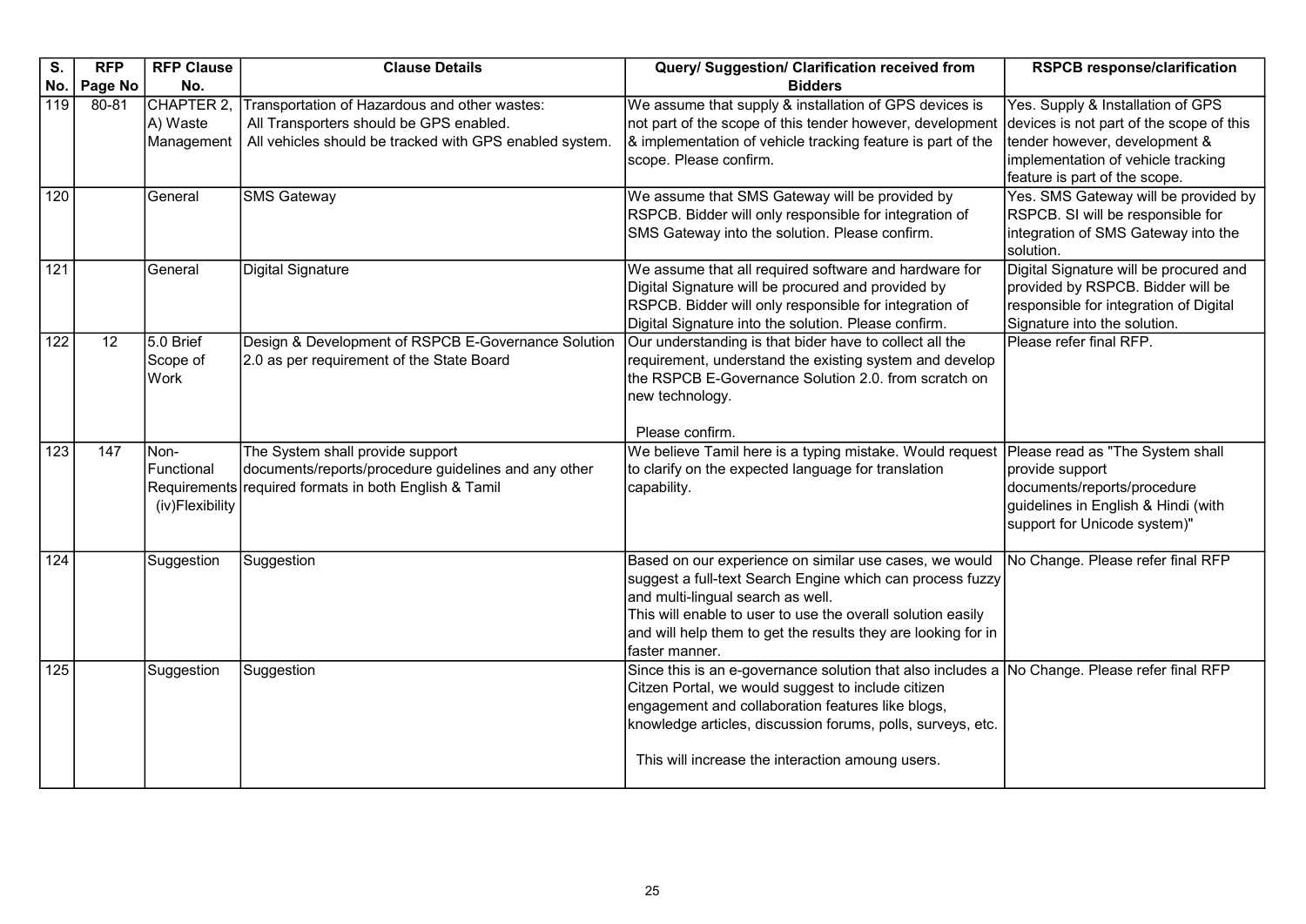| S. No. | RFP Page No | RFP Clause No. | Clause Details | Query/ Suggestion/ Clarification received from Bidders | RSPCB response/clarification |
|---|---|---|---|---|---|
| 119 | 80-81 | CHAPTER 2, A) Waste Management | Transportation of Hazardous and other wastes: All Transporters should be GPS enabled. All vehicles should be tracked with GPS enabled system. | We assume that supply & installation of GPS devices is not part of the scope of this tender however, development & implementation of vehicle tracking feature is part of the scope. Please confirm. | Yes. Supply & Installation of GPS devices is not part of the scope of this tender however, development & implementation of vehicle tracking feature is part of the scope. |
| 120 | | General | SMS Gateway | We assume that SMS Gateway will be provided by RSPCB. Bidder will only responsible for integration of SMS Gateway into the solution. Please confirm. | Yes. SMS Gateway will be provided by RSPCB. SI will be responsible for integration of SMS Gateway into the solution. |
| 121 | | General | Digital Signature | We assume that all required software and hardware for Digital Signature will be procured and provided by RSPCB. Bidder will only responsible for integration of Digital Signature into the solution. Please confirm. | Digital Signature will be procured and provided by RSPCB. Bidder will be responsible for integration of Digital Signature into the solution. |
| 122 | 12 | 5.0 Brief Scope of Work | Design & Development of RSPCB E-Governance Solution 2.0 as per requirement of the State Board | Our understanding is that bider have to collect all the requirement, understand the existing system and develop the RSPCB E-Governance Solution 2.0. from scratch on new technology.<br><br>Please confirm. | Please refer final RFP. |
| 123 | 147 | Non-Functional Requirements (iv)Flexibility | The System shall provide support documents/reports/procedure guidelines and any other required formats in both English & Tamil | We believe Tamil here is a typing mistake. Would request to clarify on the expected language for translation capability. | Please read as "The System shall provide support documents/reports/procedure guidelines in English & Hindi (with support for Unicode system)" |
| 124 | | Suggestion | Suggestion | Based on our experience on similar use cases, we would suggest a full-text Search Engine which can process fuzzy and multi-lingual search as well.<br>This will enable to user to use the overall solution easily and will help them to get the results they are looking for in faster manner. | No Change. Please refer final RFP |
| 125 | | Suggestion | Suggestion | Since this is an e-governance solution that also includes a Citzen Portal, we would suggest to include citizen engagement and collaboration features like blogs, knowledge articles, discussion forums, polls, surveys, etc.<br><br>This will increase the interaction amoung users. | No Change. Please refer final RFP |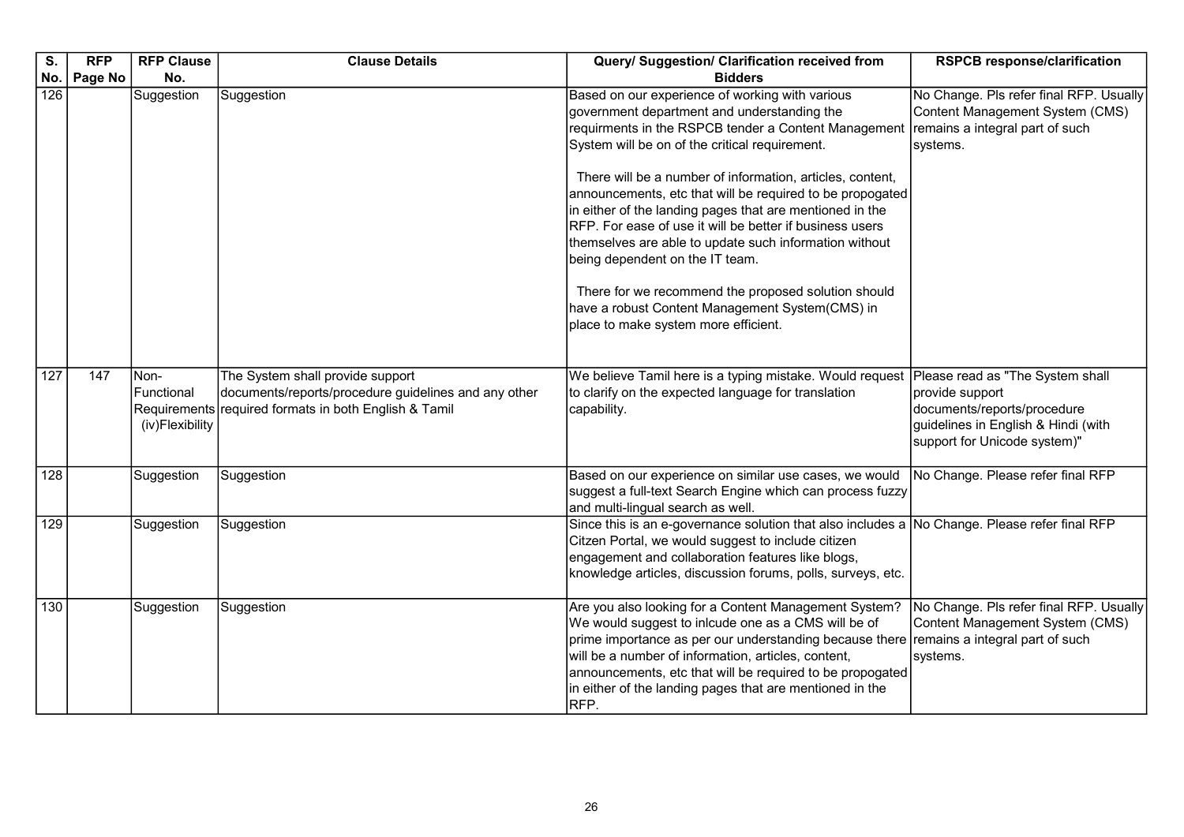| S. No. | RFP Page No | RFP Clause No. | Clause Details | Query/ Suggestion/ Clarification received from Bidders | RSPCB response/clarification |
|---|---|---|---|---|---|
| 126 | | Suggestion | Suggestion | Based on our experience of working with various government department and understanding the requirments in the RSPCB tender a Content Management System will be on of the critical requirement.<br><br>There will be a number of information, articles, content, announcements, etc that will be required to be propogated in either of the landing pages that are mentioned in the RFP. For ease of use it will be better if business users themselves are able to update such information without being dependent on the IT team.<br><br>There for we recommend the proposed solution should have a robust Content Management System(CMS) in place to make system more efficient. | No Change. Pls refer final RFP. Usually Content Management System (CMS) remains a integral part of such systems. |
| 127 | 147 | Non-Functional Requirements (iv)Flexibility | The System shall provide support documents/reports/procedure guidelines and any other required formats in both English & Tamil | We believe Tamil here is a typing mistake. Would request to clarify on the expected language for translation capability. | Please read as "The System shall provide support documents/reports/procedure guidelines in English & Hindi (with support for Unicode system)" |
| 128 | | Suggestion | Suggestion | Based on our experience on similar use cases, we would suggest a full-text Search Engine which can process fuzzy and multi-lingual search as well. | No Change. Please refer final RFP |
| 129 | | Suggestion | Suggestion | Since this is an e-governance solution that also includes a Citzen Portal, we would suggest to include citizen engagement and collaboration features like blogs, knowledge articles, discussion forums, polls, surveys, etc. | No Change. Please refer final RFP |
| 130 | | Suggestion | Suggestion | Are you also looking for a Content Management System? We would suggest to inlcude one as a CMS will be of prime importance as per our understanding because there will be a number of information, articles, content, announcements, etc that will be required to be propogated in either of the landing pages that are mentioned in the RFP. | No Change. Pls refer final RFP. Usually Content Management System (CMS) remains a integral part of such systems. |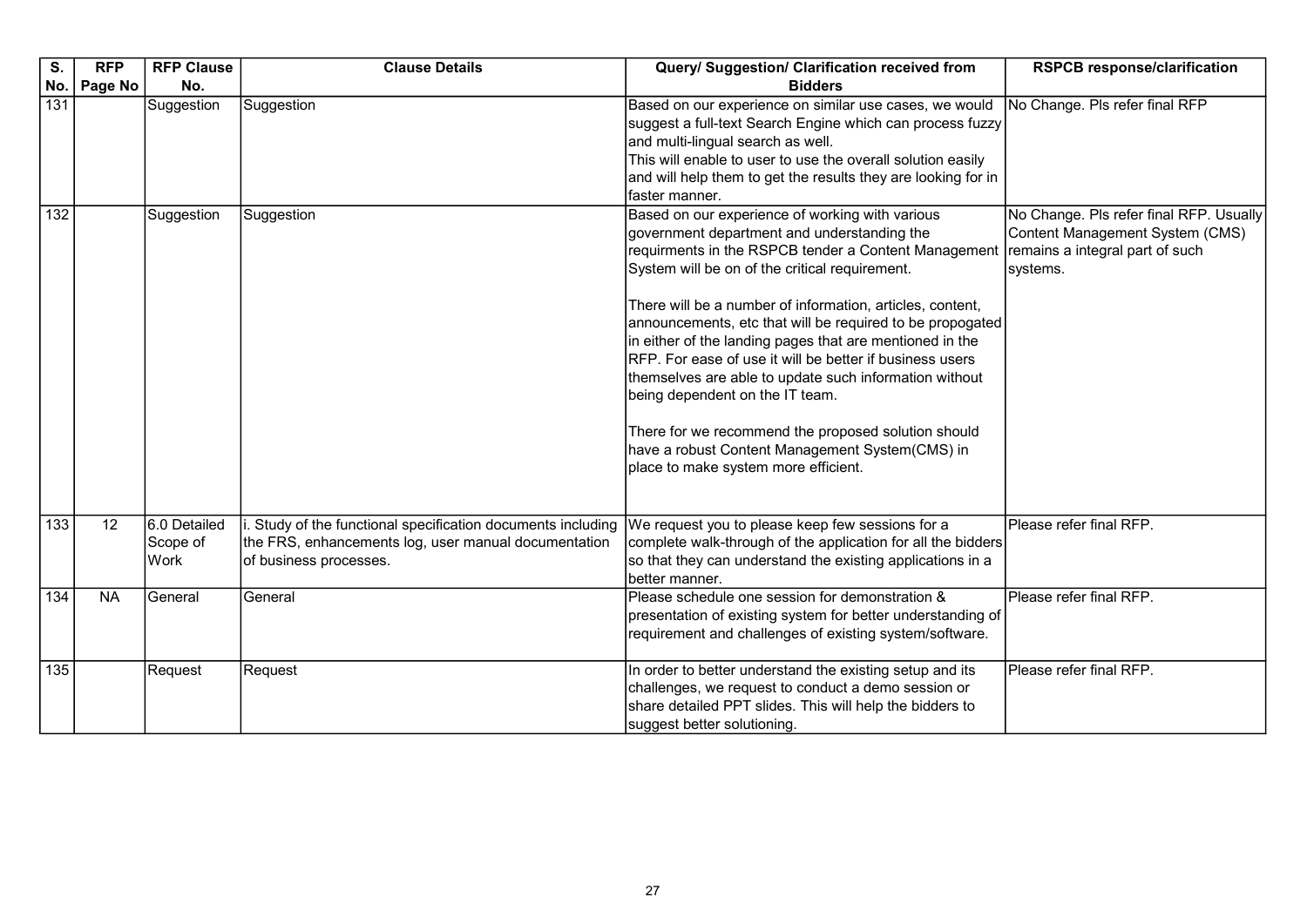| S. No. | RFP Page No | RFP Clause No. | Clause Details | Query/ Suggestion/ Clarification received from Bidders | RSPCB response/clarification |
|---|---|---|---|---|---|
| 131 | | Suggestion | Suggestion | Based on our experience on similar use cases, we would suggest a full-text Search Engine which can process fuzzy and multi-lingual search as well.<br>This will enable to user to use the overall solution easily and will help them to get the results they are looking for in faster manner. | No Change. Pls refer final RFP |
| 132 | | Suggestion | Suggestion | Based on our experience of working with various government department and understanding the requirments in the RSPCB tender a Content Management System will be on of the critical requirement.<br><br>There will be a number of information, articles, content, announcements, etc that will be required to be propogated in either of the landing pages that are mentioned in the RFP. For ease of use it will be better if business users themselves are able to update such information without being dependent on the IT team.<br><br>There for we recommend the proposed solution should have a robust Content Management System(CMS) in place to make system more efficient. | No Change. Pls refer final RFP. Usually Content Management System (CMS) remains a integral part of such systems. |
| 133 | 12 | 6.0 Detailed Scope of Work | i. Study of the functional specification documents including the FRS, enhancements log, user manual documentation of business processes. | We request you to please keep few sessions for a complete walk-through of the application for all the bidders so that they can understand the existing applications in a better manner. | Please refer final RFP. |
| 134 | NA | General | General | Please schedule one session for demonstration & presentation of existing system for better understanding of requirement and challenges of existing system/software. | Please refer final RFP. |
| 135 | | Request | Request | In order to better understand the existing setup and its challenges, we request to conduct a demo session or share detailed PPT slides. This will help the bidders to suggest better solutioning. | Please refer final RFP. |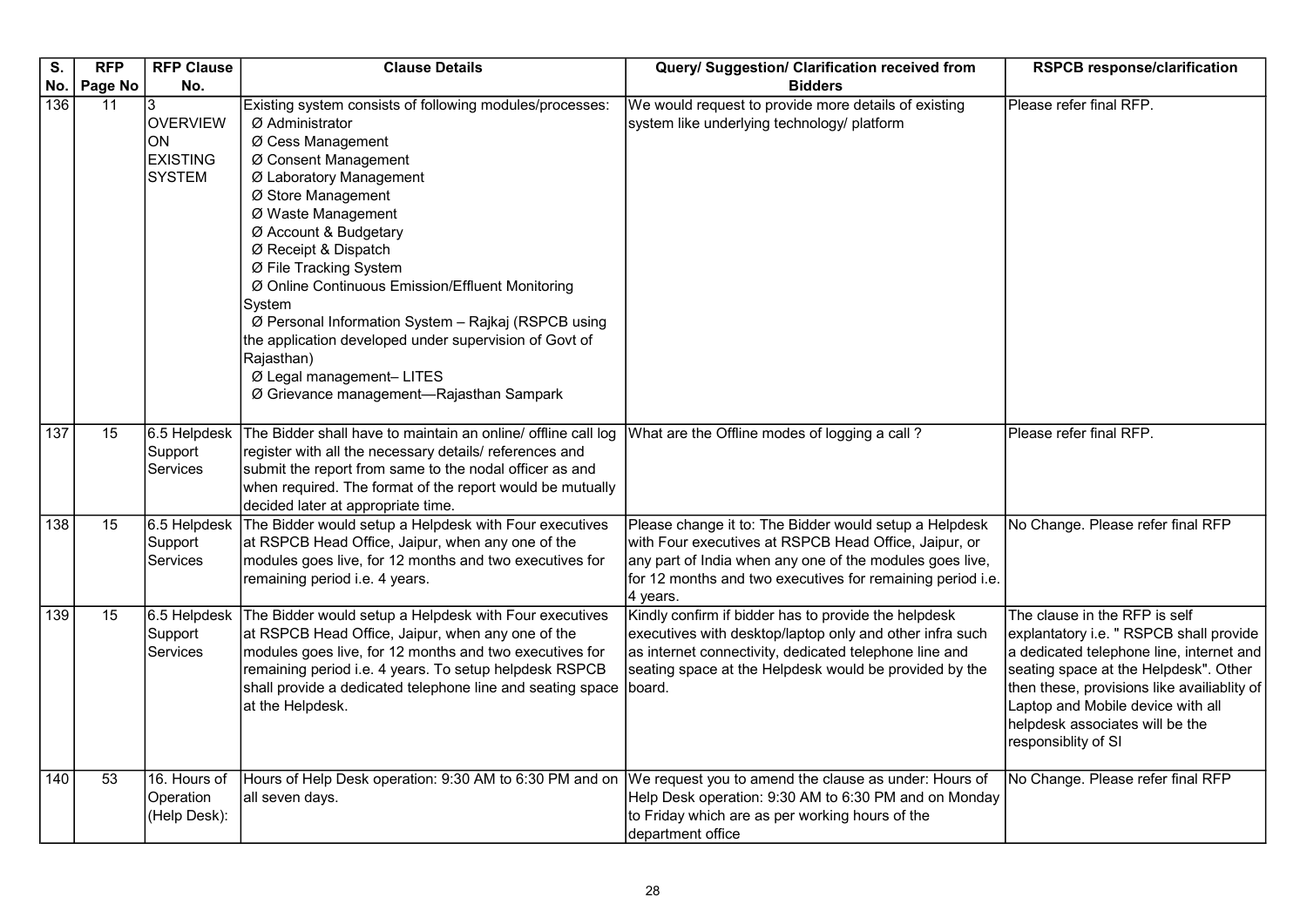| S. No. | RFP Page No | RFP Clause No. | Clause Details | Query/ Suggestion/ Clarification received from Bidders | RSPCB response/clarification |
|---|---|---|---|---|---|
| 136 | 11 | 3 OVERVIEW ON EXISTING SYSTEM | Existing system consists of following modules/processes:<br>Ø Administrator<br>Ø Cess Management<br>Ø Consent Management<br>Ø Laboratory Management<br>Ø Store Management<br>Ø Waste Management<br>Ø Account & Budgetary<br>Ø Receipt & Dispatch<br>Ø File Tracking System<br>Ø Online Continuous Emission/Effluent Monitoring System<br>Ø Personal Information System – Rajkaj (RSPCB using the application developed under supervision of Govt of Rajasthan)<br>Ø Legal management– LITES<br>Ø Grievance management—Rajasthan Sampark | We would request to provide more details of existing system like underlying technology/ platform | Please refer final RFP. |
| 137 | 15 | 6.5 Helpdesk Support Services | The Bidder shall have to maintain an online/ offline call log register with all the necessary details/ references and submit the report from same to the nodal officer as and when required. The format of the report would be mutually decided later at appropriate time. | What are the Offline modes of logging a call ? | Please refer final RFP. |
| 138 | 15 | 6.5 Helpdesk Support Services | The Bidder would setup a Helpdesk with Four executives at RSPCB Head Office, Jaipur, when any one of the modules goes live, for 12 months and two executives for remaining period i.e. 4 years. | Please change it to: The Bidder would setup a Helpdesk with Four executives at RSPCB Head Office, Jaipur, or any part of India when any one of the modules goes live, for 12 months and two executives for remaining period i.e. 4 years. | No Change. Please refer final RFP |
| 139 | 15 | 6.5 Helpdesk Support Services | The Bidder would setup a Helpdesk with Four executives at RSPCB Head Office, Jaipur, when any one of the modules goes live, for 12 months and two executives for remaining period i.e. 4 years. To setup helpdesk RSPCB shall provide a dedicated telephone line and seating space at the Helpdesk. | Kindly confirm if bidder has to provide the helpdesk executives with desktop/laptop only and other infra such as internet connectivity, dedicated telephone line and seating space at the Helpdesk would be provided by the board. | The clause in the RFP is self explantatory i.e. " RSPCB shall provide a dedicated telephone line, internet and seating space at the Helpdesk". Other then these, provisions like availiablity of Laptop and Mobile device with all helpdesk associates will be the responsiblity of SI |
| 140 | 53 | 16. Hours of Operation (Help Desk): | Hours of Help Desk operation: 9:30 AM to 6:30 PM and on all seven days. | We request you to amend the clause as under: Hours of Help Desk operation: 9:30 AM to 6:30 PM and on Monday to Friday which are as per working hours of the department office | No Change. Please refer final RFP |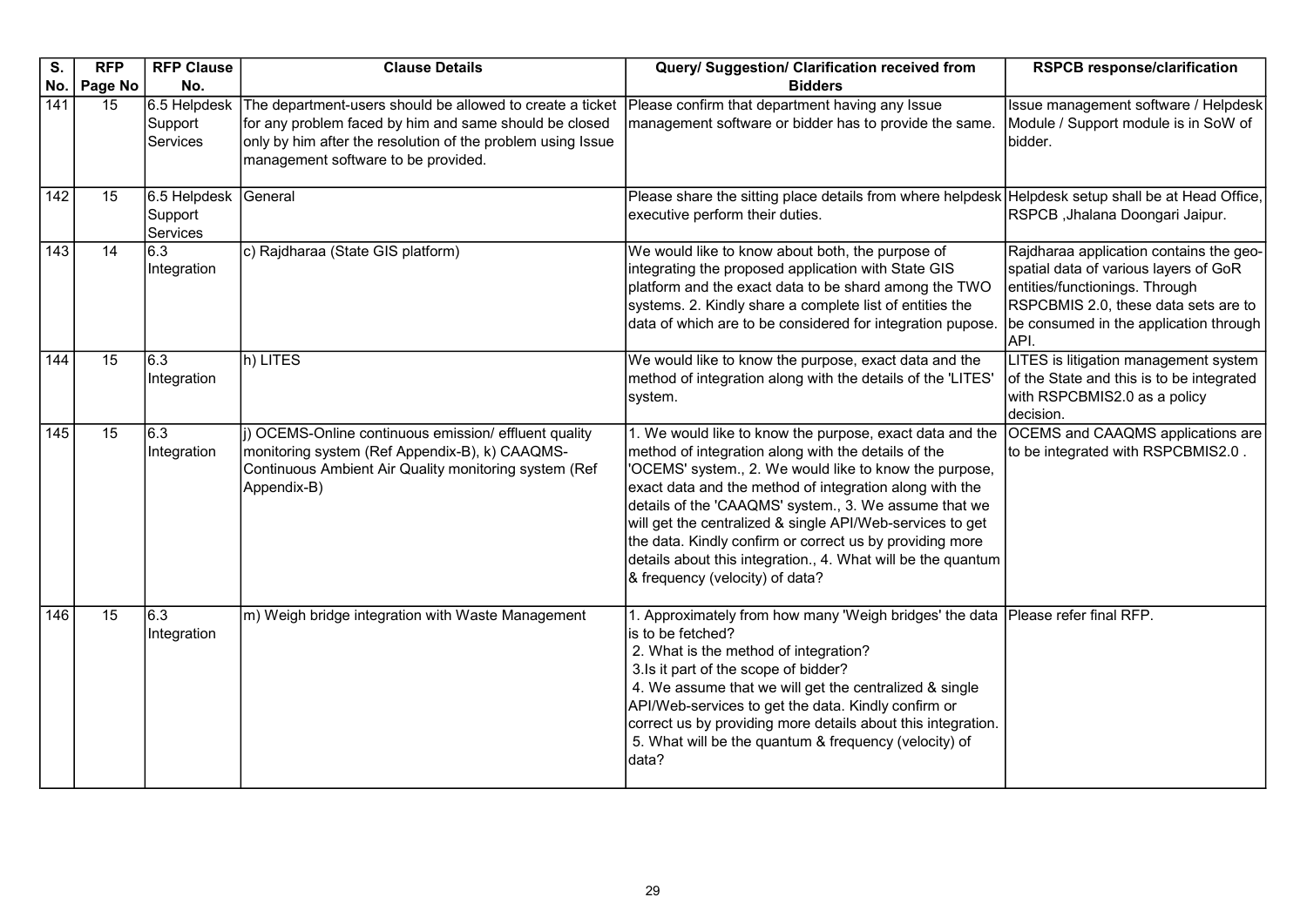| S. No. | RFP Page No | RFP Clause No. | Clause Details | Query/ Suggestion/ Clarification received from Bidders | RSPCB response/clarification |
|---|---|---|---|---|---|
| 141 | 15 | 6.5 Helpdesk Support Services | The department-users should be allowed to create a ticket for any problem faced by him and same should be closed only by him after the resolution of the problem using Issue management software to be provided. | Please confirm that department having any Issue management software or bidder has to provide the same. | Issue management software / Helpdesk Module / Support module is in SoW of bidder. |
| 142 | 15 | 6.5 Helpdesk Support Services | General | Please share the sitting place details from where helpdesk executive perform their duties. | Helpdesk setup shall be at Head Office, RSPCB ,Jhalana Doongari Jaipur. |
| 143 | 14 | 6.3 Integration | c) Rajdharaa (State GIS platform) | We would like to know about both, the purpose of integrating the proposed application with State GIS platform and the exact data to be shard among the TWO systems. 2. Kindly share a complete list of entities the data of which are to be considered for integration pupose. | Rajdharaa application contains the geo-spatial data of various layers of GoR entities/functionings. Through RSPCBMIS 2.0, these data sets are to be consumed in the application through API. |
| 144 | 15 | 6.3 Integration | h) LITES | We would like to know the purpose, exact data and the method of integration along with the details of the 'LITES' system. | LITES is litigation management system of the State and this is to be integrated with RSPCBMIS2.0 as a policy decision. |
| 145 | 15 | 6.3 Integration | j) OCEMS-Online continuous emission/ effluent quality monitoring system (Ref Appendix-B), k) CAAQMS- Continuous Ambient Air Quality monitoring system (Ref Appendix-B) | 1. We would like to know the purpose, exact data and the method of integration along with the details of the 'OCEMS' system., 2. We would like to know the purpose, exact data and the method of integration along with the details of the 'CAAQMS' system., 3. We assume that we will get the centralized & single API/Web-services to get the data. Kindly confirm or correct us by providing more details about this integration., 4. What will be the quantum & frequency (velocity) of data? | OCEMS and CAAQMS applications are to be integrated with RSPCBMIS2.0 . |
| 146 | 15 | 6.3 Integration | m) Weigh bridge integration with Waste Management | 1. Approximately from how many 'Weigh bridges' the data is to be fetched?<br>2. What is the method of integration?<br>3.Is it part of the scope of bidder?<br>4. We assume that we will get the centralized & single API/Web-services to get the data. Kindly confirm or correct us by providing more details about this integration.<br>5. What will be the quantum & frequency (velocity) of data? | Please refer final RFP. |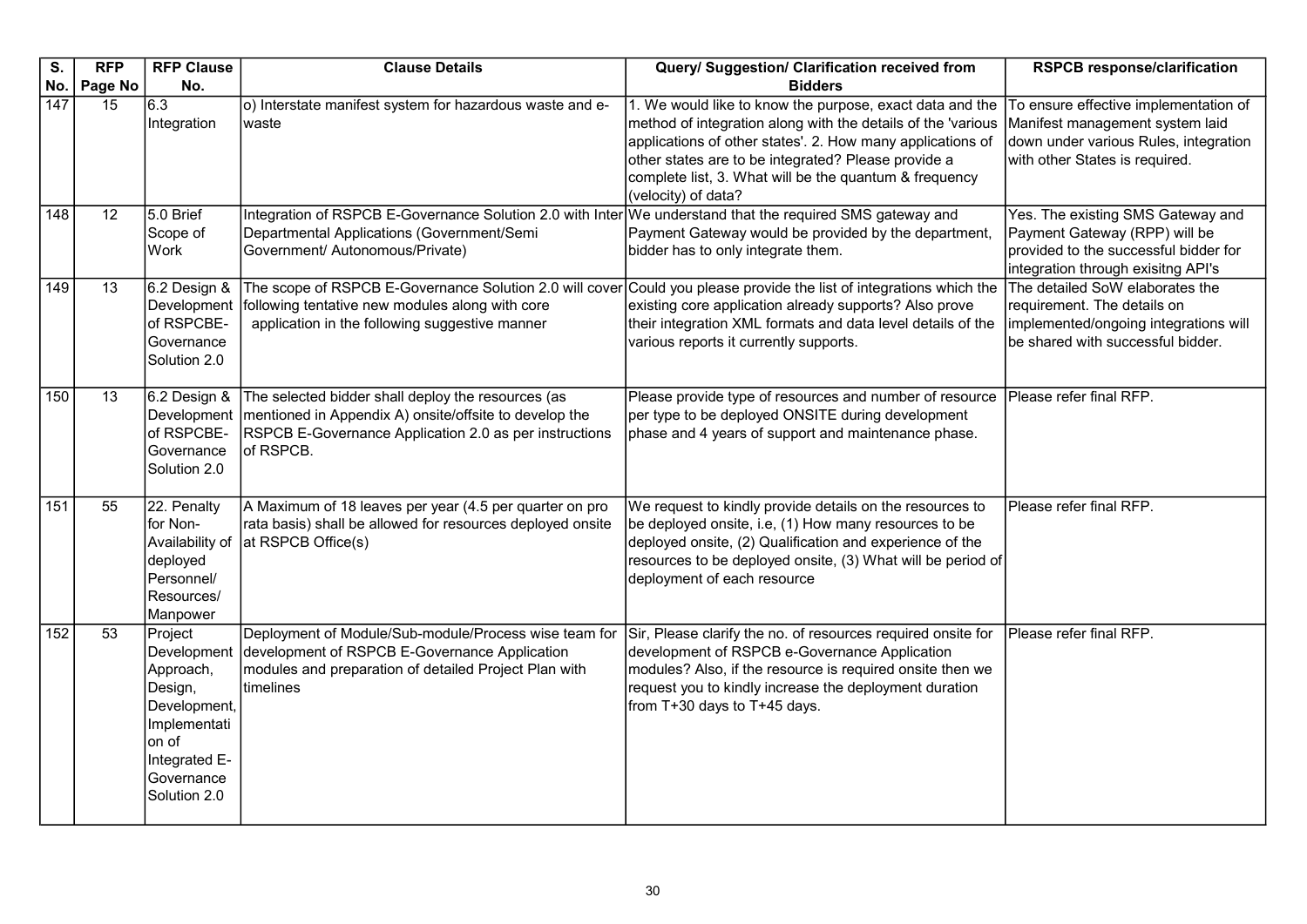| S. No. | RFP Page No | RFP Clause No. | Clause Details | Query/ Suggestion/ Clarification received from Bidders | RSPCB response/clarification |
|---|---|---|---|---|---|
| 147 | 15 | 6.3 Integration | o) Interstate manifest system for hazardous waste and e-waste | 1. We would like to know the purpose, exact data and the method of integration along with the details of the 'various applications of other states'. 2. How many applications of other states are to be integrated? Please provide a complete list, 3. What will be the quantum & frequency (velocity) of data? | To ensure effective implementation of Manifest management system laid down under various Rules, integration with other States is required. |
| 148 | 12 | 5.0 Brief Scope of Work | Integration of RSPCB E-Governance Solution 2.0 with Inter Departmental Applications (Government/Semi Government/ Autonomous/Private) | We understand that the required SMS gateway and Payment Gateway would be provided by the department, bidder has to only integrate them. | Yes. The existing SMS Gateway and Payment Gateway (RPP) will be provided to the successful bidder for integration through exisitng API's |
| 149 | 13 | 6.2 Design & Development of RSPCBE-Governance Solution 2.0 | The scope of RSPCB E-Governance Solution 2.0 will cover following tentative new modules along with core application in the following suggestive manner | Could you please provide the list of integrations which the existing core application already supports? Also prove their integration XML formats and data level details of the various reports it currently supports. | The detailed SoW elaborates the requirement. The details on implemented/ongoing integrations will be shared with successful bidder. |
| 150 | 13 | 6.2 Design & Development of RSPCBE-Governance Solution 2.0 | The selected bidder shall deploy the resources (as mentioned in Appendix A) onsite/offsite to develop the RSPCB E-Governance Application 2.0 as per instructions of RSPCB. | Please provide type of resources and number of resource per type to be deployed ONSITE during development phase and 4 years of support and maintenance phase. | Please refer final RFP. |
| 151 | 55 | 22. Penalty for Non-Availability of deployed Personnel/ Resources/ Manpower | A Maximum of 18 leaves per year (4.5 per quarter on pro rata basis) shall be allowed for resources deployed onsite at RSPCB Office(s) | We request to kindly provide details on the resources to be deployed onsite, i.e, (1) How many resources to be deployed onsite, (2) Qualification and experience of the resources to be deployed onsite, (3) What will be period of deployment of each resource | Please refer final RFP. |
| 152 | 53 | Project Development Approach, Design, Development, Implementation of Integrated E-Governance Solution 2.0 | Deployment of Module/Sub-module/Process wise team for development of RSPCB E-Governance Application modules and preparation of detailed Project Plan with timelines | Sir, Please clarify the no. of resources required onsite for development of RSPCB e-Governance Application modules? Also, if the resource is required onsite then we request you to kindly increase the deployment duration from T+30 days to T+45 days. | Please refer final RFP. |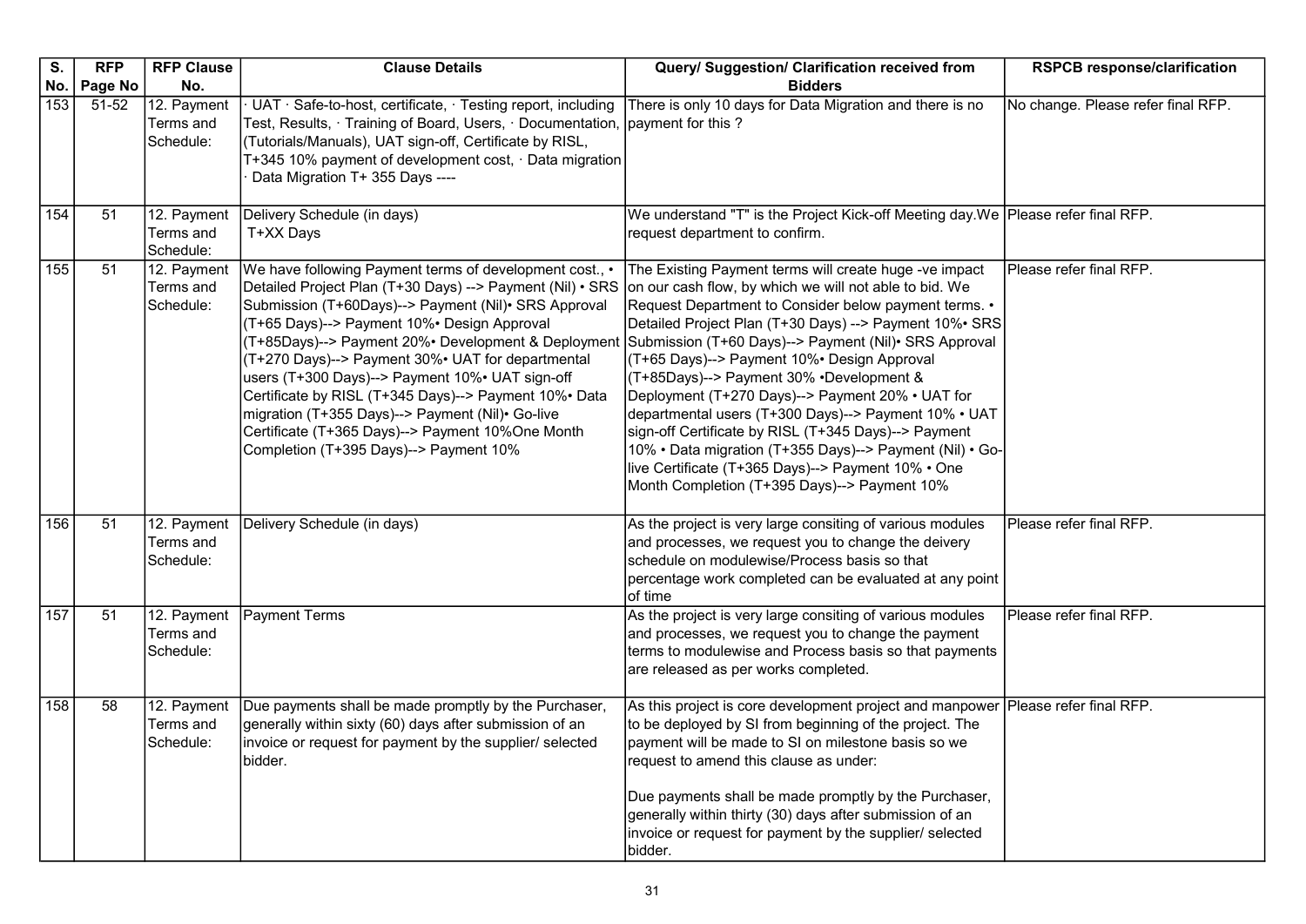| S. No. | RFP Page No | RFP Clause No. | Clause Details | Query/ Suggestion/ Clarification received from Bidders | RSPCB response/clarification |
|---|---|---|---|---|---|
| 153 | 51-52 | 12. Payment Terms and Schedule: | · UAT · Safe-to-host, certificate, · Testing report, including Test, Results, · Training of Board, Users, · Documentation, (Tutorials/Manuals), UAT sign-off, Certificate by RISL, T+345 10% payment of development cost, · Data migration · Data Migration T+ 355 Days ---- | There is only 10 days for Data Migration and there is no payment for this ? | No change. Please refer final RFP. |
| 154 | 51 | 12. Payment Terms and Schedule: | Delivery Schedule (in days) T+XX Days | We understand "T" is the Project Kick-off Meeting day.We request department to confirm. | Please refer final RFP. |
| 155 | 51 | 12. Payment Terms and Schedule: | We have following Payment terms of development cost., • Detailed Project Plan (T+30 Days) --> Payment (Nil) • SRS Submission (T+60Days)--> Payment (Nil)• SRS Approval (T+65 Days)--> Payment 10%• Design Approval (T+85Days)--> Payment 20%• Development & Deployment (T+270 Days)--> Payment 30%• UAT for departmental users (T+300 Days)--> Payment 10%• UAT sign-off Certificate by RISL (T+345 Days)--> Payment 10%• Data migration (T+355 Days)--> Payment (Nil)• Go-live Certificate (T+365 Days)--> Payment 10%One Month Completion (T+395 Days)--> Payment 10% | The Existing Payment terms will create huge -ve impact on our cash flow, by which we will not able to bid. We Request Department to Consider below payment terms. • Detailed Project Plan (T+30 Days) --> Payment 10%• SRS Submission (T+60 Days)--> Payment (Nil)• SRS Approval (T+65 Days)--> Payment 10%• Design Approval (T+85Days)--> Payment 30% •Development & Deployment (T+270 Days)--> Payment 20% • UAT for departmental users (T+300 Days)--> Payment 10% • UAT sign-off Certificate by RISL (T+345 Days)--> Payment 10% • Data migration (T+355 Days)--> Payment (Nil) • Go-live Certificate (T+365 Days)--> Payment 10% • One Month Completion (T+395 Days)--> Payment 10% | Please refer final RFP. |
| 156 | 51 | 12. Payment Terms and Schedule: | Delivery Schedule (in days) | As the project is very large consiting of various modules and processes, we request you to change the deivery schedule on modulewise/Process basis so that percentage work completed can be evaluated at any point of time | Please refer final RFP. |
| 157 | 51 | 12. Payment Terms and Schedule: | Payment Terms | As the project is very large consiting of various modules and processes, we request you to change the payment terms to modulewise and Process basis so that payments are released as per works completed. | Please refer final RFP. |
| 158 | 58 | 12. Payment Terms and Schedule: | Due payments shall be made promptly by the Purchaser, generally within sixty (60) days after submission of an invoice or request for payment by the supplier/ selected bidder. | As this project is core development project and manpower to be deployed by SI from beginning of the project. The payment will be made to SI on milestone basis so we request to amend this clause as under:<br><br>Due payments shall be made promptly by the Purchaser, generally within thirty (30) days after submission of an invoice or request for payment by the supplier/ selected bidder. | Please refer final RFP. |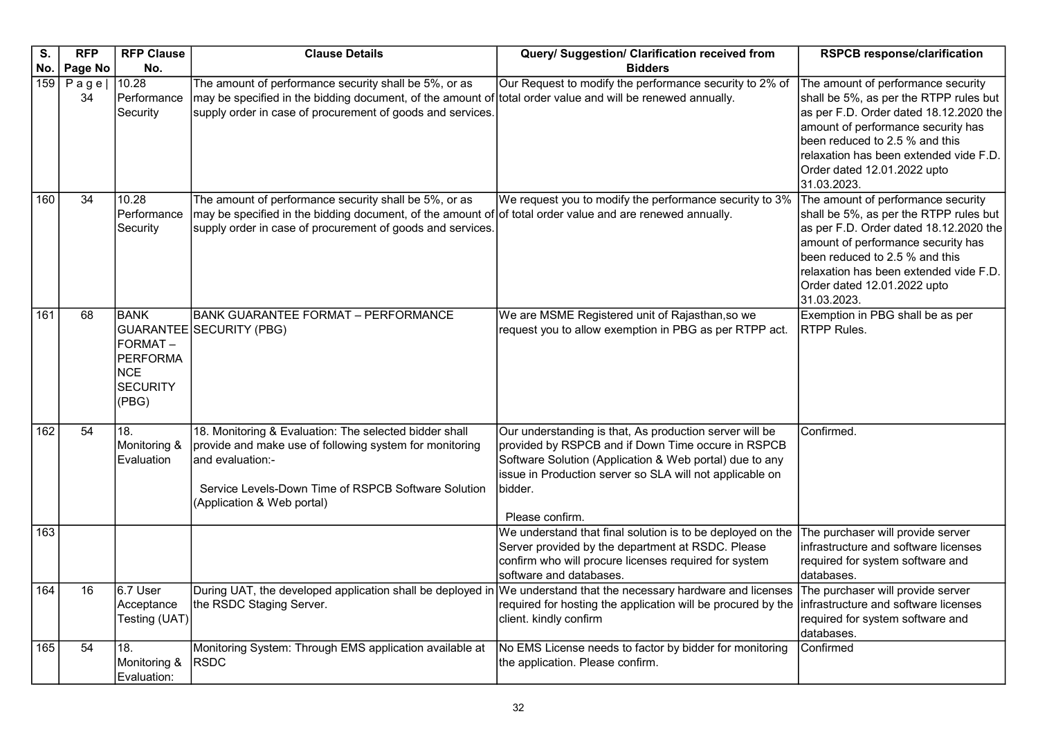| S. No. | RFP Page No | RFP Clause No. | Clause Details | Query/ Suggestion/ Clarification received from Bidders | RSPCB response/clarification |
|---|---|---|---|---|---|
| 159 | P a g e \| 34 | 10.28 Performance Security | The amount of performance security shall be 5%, or as may be specified in the bidding document, of the amount of supply order in case of procurement of goods and services. | Our Request to modify the performance security to 2% of total order value and will be renewed annually. | The amount of performance security shall be 5%, as per the RTPP rules but as per F.D. Order dated 18.12.2020 the amount of performance security has been reduced to 2.5 % and this relaxation has been extended vide F.D. Order dated 12.01.2022 upto 31.03.2023. |
| 160 | 34 | 10.28 Performance Security | The amount of performance security shall be 5%, or as may be specified in the bidding document, of the amount of supply order in case of procurement of goods and services. | We request you to modify the performance security to 3% of total order value and are renewed annually. | The amount of performance security shall be 5%, as per the RTPP rules but as per F.D. Order dated 18.12.2020 the amount of performance security has been reduced to 2.5 % and this relaxation has been extended vide F.D. Order dated 12.01.2022 upto 31.03.2023. |
| 161 | 68 | BANK GUARANTEE FORMAT – PERFORMANCE SECURITY (PBG) | BANK GUARANTEE FORMAT – PERFORMANCE SECURITY (PBG) | We are MSME Registered unit of Rajasthan,so we request you to allow exemption in PBG as per RTPP act. | Exemption in PBG shall be as per RTPP Rules. |
| 162 | 54 | 18. Monitoring & Evaluation | 18. Monitoring & Evaluation: The selected bidder shall provide and make use of following system for monitoring and evaluation:-<br><br>Service Levels-Down Time of RSPCB Software Solution (Application & Web portal) | Our understanding is that, As production server will be provided by RSPCB and if Down Time occure in RSPCB Software Solution (Application & Web portal) due to any issue in Production server so SLA will not applicable on bidder.<br><br>Please confirm. | Confirmed. |
| 163 | | | | We understand that final solution is to be deployed on the Server provided by the department at RSDC. Please confirm who will procure licenses required for system software and databases. | The purchaser will provide server infrastructure and software licenses required for system software and databases. |
| 164 | 16 | 6.7 User Acceptance Testing (UAT) | During UAT, the developed application shall be deployed in the RSDC Staging Server. | We understand that the necessary hardware and licenses required for hosting the application will be procured by the client. kindly confirm | The purchaser will provide server infrastructure and software licenses required for system software and databases. |
| 165 | 54 | 18. Monitoring & Evaluation: | Monitoring System: Through EMS application available at RSDC | No EMS License needs to factor by bidder for monitoring the application. Please confirm. | Confirmed |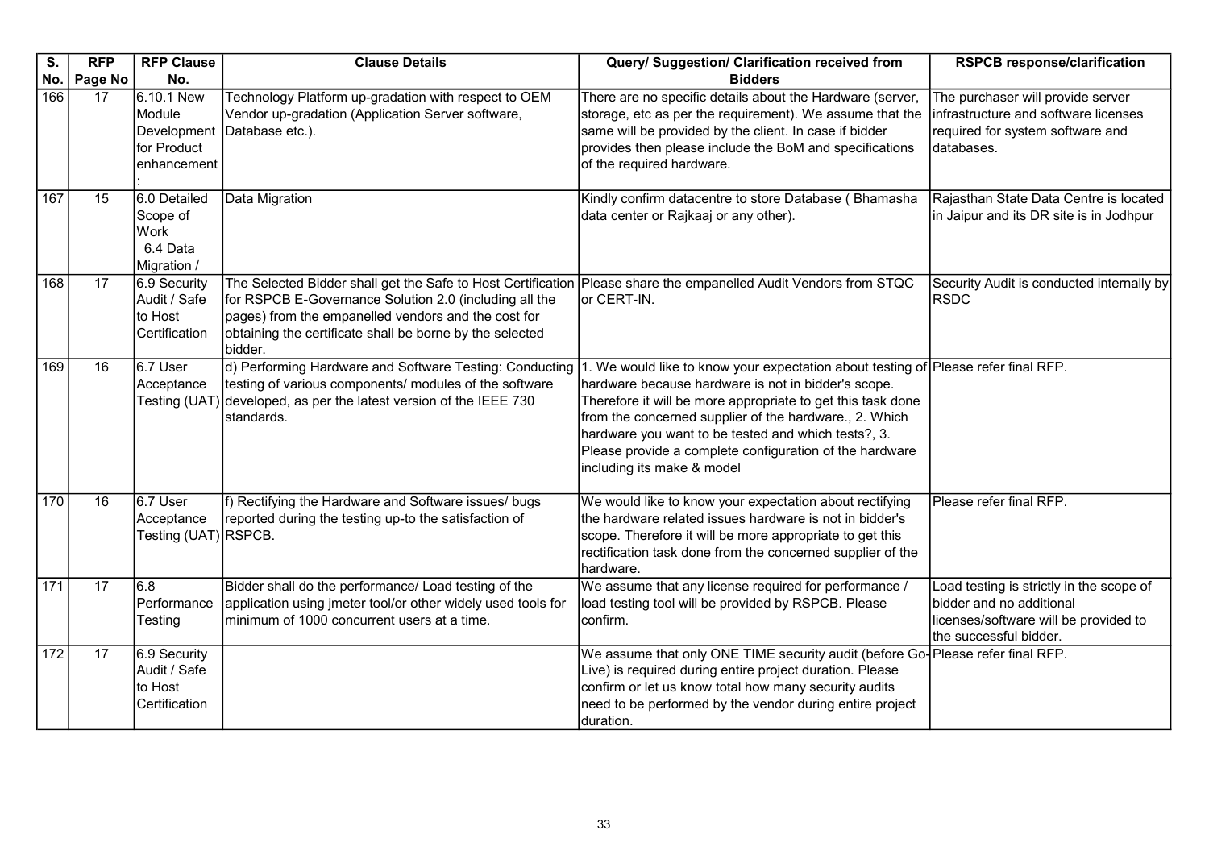| S. No. | RFP Page No | RFP Clause No. | Clause Details | Query/ Suggestion/ Clarification received from Bidders | RSPCB response/clarification |
|---|---|---|---|---|---|
| 166 | 17 | 6.10.1 New Module Development for Product enhancement : | Technology Platform up-gradation with respect to OEM Vendor up-gradation (Application Server software, Database etc.). | There are no specific details about the Hardware (server, storage, etc as per the requirement). We assume that the same will be provided by the client. In case if bidder provides then please include the BoM and specifications of the required hardware. | The purchaser will provide server infrastructure and software licenses required for system software and databases. |
| 167 | 15 | 6.0 Detailed Scope of Work 6.4 Data Migration / | Data Migration | Kindly confirm datacentre to store Database ( Bhamasha data center or Rajkaaj or any other). | Rajasthan State Data Centre is located in Jaipur and its DR site is in Jodhpur |
| 168 | 17 | 6.9 Security Audit / Safe to Host Certification | The Selected Bidder shall get the Safe to Host Certification for RSPCB E-Governance Solution 2.0 (including all the pages) from the empanelled vendors and the cost for obtaining the certificate shall be borne by the selected bidder. | Please share the empanelled Audit Vendors from STQC or CERT-IN. | Security Audit is conducted internally by RSDC |
| 169 | 16 | 6.7 User Acceptance Testing (UAT) | d) Performing Hardware and Software Testing: Conducting testing of various components/ modules of the software developed, as per the latest version of the IEEE 730 standards. | 1. We would like to know your expectation about testing of hardware because hardware is not in bidder's scope. Therefore it will be more appropriate to get this task done from the concerned supplier of the hardware., 2. Which hardware you want to be tested and which tests?, 3. Please provide a complete configuration of the hardware including its make & model | Please refer final RFP. |
| 170 | 16 | 6.7 User Acceptance Testing (UAT) | f) Rectifying the Hardware and Software issues/ bugs reported during the testing up-to the satisfaction of RSPCB. | We would like to know your expectation about rectifying the hardware related issues hardware is not in bidder's scope. Therefore it will be more appropriate to get this rectification task done from the concerned supplier of the hardware. | Please refer final RFP. |
| 171 | 17 | 6.8 Performance Testing | Bidder shall do the performance/ Load testing of the application using jmeter tool/or other widely used tools for minimum of 1000 concurrent users at a time. | We assume that any license required for performance / load testing tool will be provided by RSPCB. Please confirm. | Load testing is strictly in the scope of bidder and no additional licenses/software will be provided to the successful bidder. |
| 172 | 17 | 6.9 Security Audit / Safe to Host Certification | | We assume that only ONE TIME security audit (before Go-Live) is required during entire project duration. Please confirm or let us know total how many security audits need to be performed by the vendor during entire project duration. | Please refer final RFP. |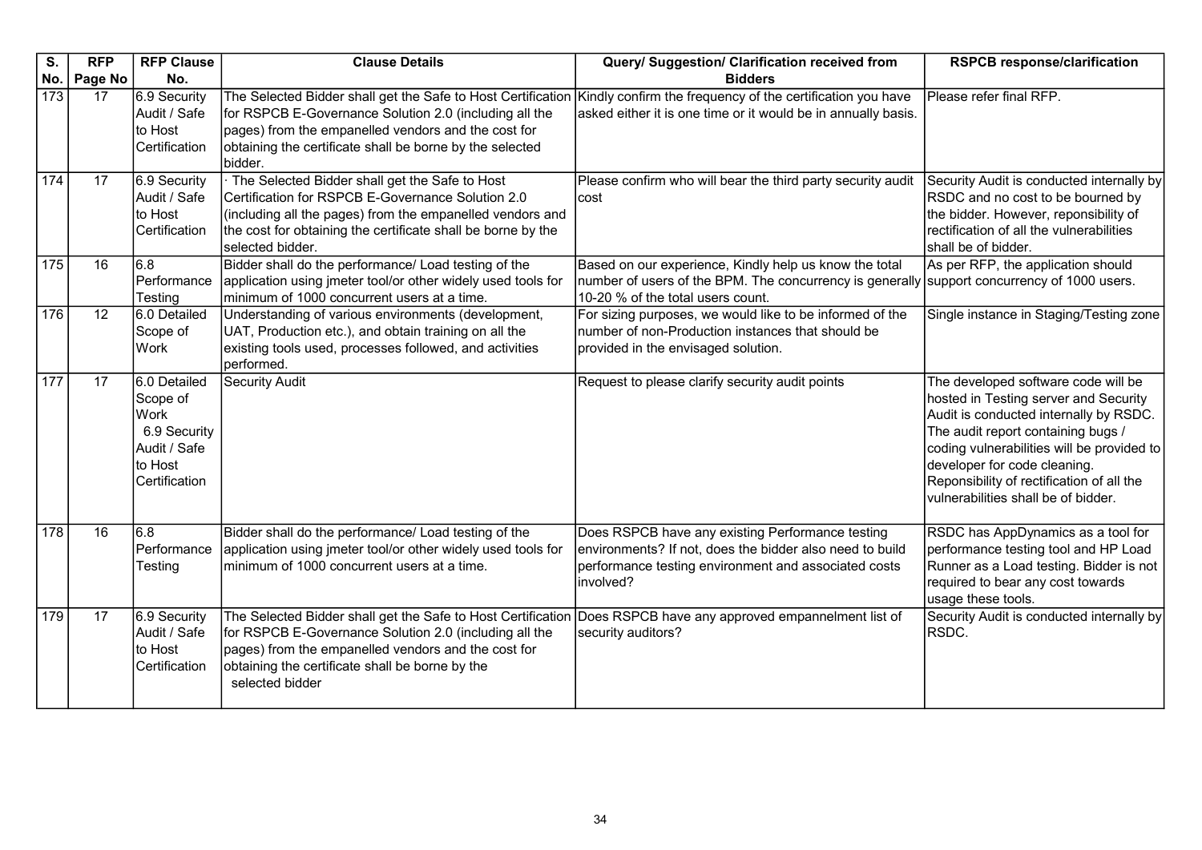| S. No. | RFP Page No | RFP Clause No. | Clause Details | Query/ Suggestion/ Clarification received from Bidders | RSPCB response/clarification |
|---|---|---|---|---|---|
| 173 | 17 | 6.9 Security Audit / Safe to Host Certification | The Selected Bidder shall get the Safe to Host Certification for RSPCB E-Governance Solution 2.0 (including all the pages) from the empanelled vendors and the cost for obtaining the certificate shall be borne by the selected bidder. | Kindly confirm the frequency of the certification you have asked either it is one time or it would be in annually basis. | Please refer final RFP. |
| 174 | 17 | 6.9 Security Audit / Safe to Host Certification | · The Selected Bidder shall get the Safe to Host Certification for RSPCB E-Governance Solution 2.0 (including all the pages) from the empanelled vendors and the cost for obtaining the certificate shall be borne by the selected bidder. | Please confirm who will bear the third party security audit cost | Security Audit is conducted internally by RSDC and no cost to be bourned by the bidder. However, reponsibility of rectification of all the vulnerabilities shall be of bidder. |
| 175 | 16 | 6.8 Performance Testing | Bidder shall do the performance/ Load testing of the application using jmeter tool/or other widely used tools for minimum of 1000 concurrent users at a time. | Based on our experience, Kindly help us know the total number of users of the BPM. The concurrency is generally 10-20 % of the total users count. | As per RFP, the application should support concurrency of 1000 users. |
| 176 | 12 | 6.0 Detailed Scope of Work | Understanding of various environments (development, UAT, Production etc.), and obtain training on all the existing tools used, processes followed, and activities performed. | For sizing purposes, we would like to be informed of the number of non-Production instances that should be provided in the envisaged solution. | Single instance in Staging/Testing zone |
| 177 | 17 | 6.0 Detailed Scope of Work 6.9 Security Audit / Safe to Host Certification | Security Audit | Request to please clarify security audit points | The developed software code will be hosted in Testing server and Security Audit is conducted internally by RSDC. The audit report containing bugs / coding vulnerabilities will be provided to developer for code cleaning. Reponsibility of rectification of all the vulnerabilities shall be of bidder. |
| 178 | 16 | 6.8 Performance Testing | Bidder shall do the performance/ Load testing of the application using jmeter tool/or other widely used tools for minimum of 1000 concurrent users at a time. | Does RSPCB have any existing Performance testing environments? If not, does the bidder also need to build performance testing environment and associated costs involved? | RSDC has AppDynamics as a tool for performance testing tool and HP Load Runner as a Load testing. Bidder is not required to bear any cost towards usage these tools. |
| 179 | 17 | 6.9 Security Audit / Safe to Host Certification | The Selected Bidder shall get the Safe to Host Certification for RSPCB E-Governance Solution 2.0 (including all the pages) from the empanelled vendors and the cost for obtaining the certificate shall be borne by the selected bidder | Does RSPCB have any approved empannelment list of security auditors? | Security Audit is conducted internally by RSDC. |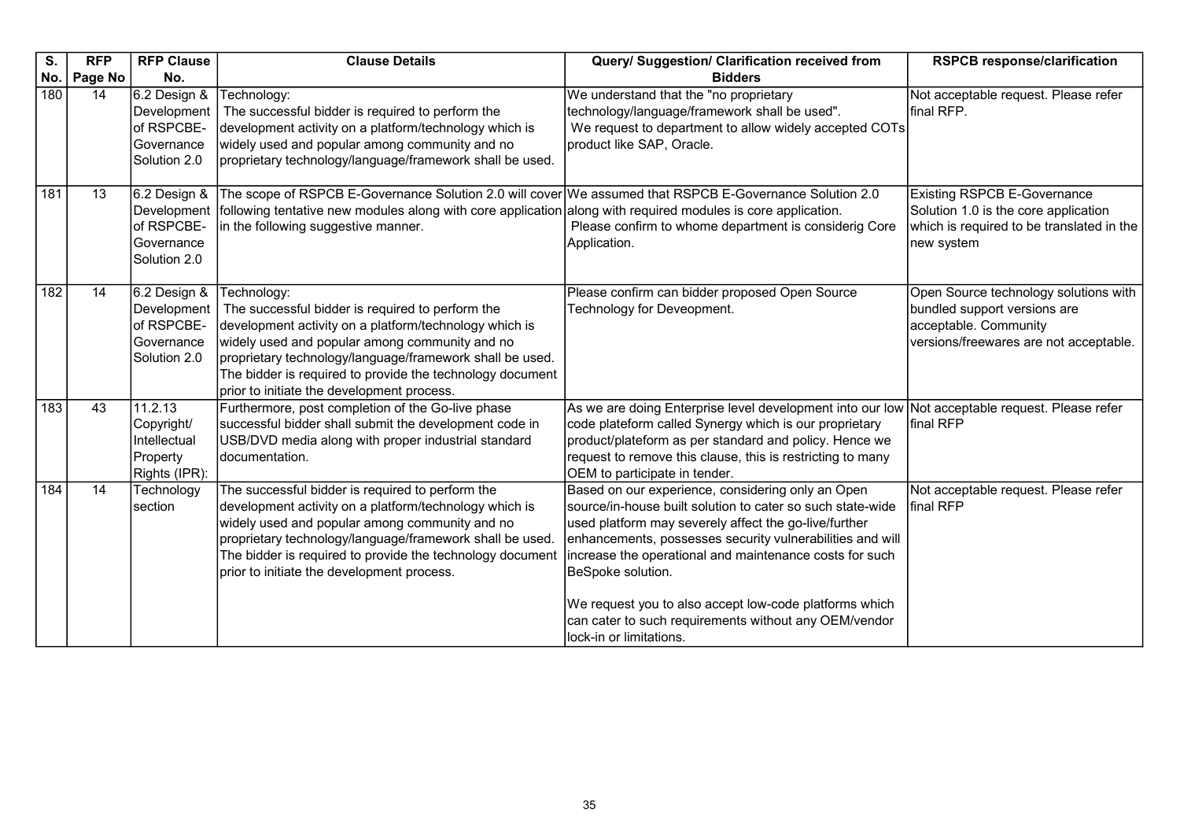| S. No. | RFP Page No | RFP Clause No. | Clause Details | Query/ Suggestion/ Clarification received from Bidders | RSPCB response/clarification |
|---|---|---|---|---|---|
| 180 | 14 | 6.2 Design & Development of RSPCBE-Governance Solution 2.0 | Technology: The successful bidder is required to perform the development activity on a platform/technology which is widely used and popular among community and no proprietary technology/language/framework shall be used. | We understand that the "no proprietary technology/language/framework shall be used". We request to department to allow widely accepted COTs product like SAP, Oracle. | Not acceptable request. Please refer final RFP. |
| 181 | 13 | 6.2 Design & Development of RSPCBE-Governance Solution 2.0 | The scope of RSPCB E-Governance Solution 2.0 will cover following tentative new modules along with core application in the following suggestive manner. | We assumed that RSPCB E-Governance Solution 2.0 along with required modules is core application. Please confirm to whome department is considerig Core Application. | Existing RSPCB E-Governance Solution 1.0 is the core application which is required to be translated in the new system |
| 182 | 14 | 6.2 Design & Development of RSPCBE-Governance Solution 2.0 | Technology: The successful bidder is required to perform the development activity on a platform/technology which is widely used and popular among community and no proprietary technology/language/framework shall be used. The bidder is required to provide the technology document prior to initiate the development process. | Please confirm can bidder proposed Open Source Technology for Deveopment. | Open Source technology solutions with bundled support versions are acceptable. Community versions/freewares are not acceptable. |
| 183 | 43 | 11.2.13 Copyright/ Intellectual Property Rights (IPR): | Furthermore, post completion of the Go-live phase successful bidder shall submit the development code in USB/DVD media along with proper industrial standard documentation. | As we are doing Enterprise level development into our low code plateform called Synergy which is our proprietary product/plateform as per standard and policy. Hence we request to remove this clause, this is restricting to many OEM to participate in tender. | Not acceptable request. Please refer final RFP |
| 184 | 14 | Technology section | The successful bidder is required to perform the development activity on a platform/technology which is widely used and popular among community and no proprietary technology/language/framework shall be used. The bidder is required to provide the technology document prior to initiate the development process. | Based on our experience, considering only an Open source/in-house built solution to cater so such state-wide used platform may severely affect the go-live/further enhancements, possesses security vulnerabilities and will increase the operational and maintenance costs for such BeSpoke solution.<br><br>We request you to also accept low-code platforms which can cater to such requirements without any OEM/vendor lock-in or limitations. | Not acceptable request. Please refer final RFP |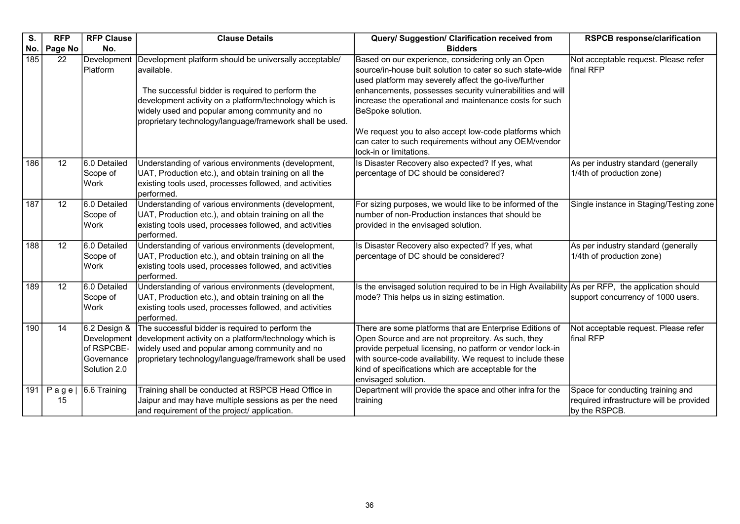| S. No. | RFP Page No | RFP Clause No. | Clause Details | Query/ Suggestion/ Clarification received from Bidders | RSPCB response/clarification |
|---|---|---|---|---|---|
| 185 | 22 | Development Platform | Development platform should be universally acceptable/ available.<br><br>The successful bidder is required to perform the development activity on a platform/technology which is widely used and popular among community and no proprietary technology/language/framework shall be used. | Based on our experience, considering only an Open source/in-house built solution to cater so such state-wide used platform may severely affect the go-live/further enhancements, possesses security vulnerabilities and will increase the operational and maintenance costs for such BeSpoke solution.<br><br>We request you to also accept low-code platforms which can cater to such requirements without any OEM/vendor lock-in or limitations. | Not acceptable request. Please refer final RFP |
| 186 | 12 | 6.0 Detailed Scope of Work | Understanding of various environments (development, UAT, Production etc.), and obtain training on all the existing tools used, processes followed, and activities performed. | Is Disaster Recovery also expected? If yes, what percentage of DC should be considered? | As per industry standard (generally 1/4th of production zone) |
| 187 | 12 | 6.0 Detailed Scope of Work | Understanding of various environments (development, UAT, Production etc.), and obtain training on all the existing tools used, processes followed, and activities performed. | For sizing purposes, we would like to be informed of the number of non-Production instances that should be provided in the envisaged solution. | Single instance in Staging/Testing zone |
| 188 | 12 | 6.0 Detailed Scope of Work | Understanding of various environments (development, UAT, Production etc.), and obtain training on all the existing tools used, processes followed, and activities performed. | Is Disaster Recovery also expected? If yes, what percentage of DC should be considered? | As per industry standard (generally 1/4th of production zone) |
| 189 | 12 | 6.0 Detailed Scope of Work | Understanding of various environments (development, UAT, Production etc.), and obtain training on all the existing tools used, processes followed, and activities performed. | Is the envisaged solution required to be in High Availability mode? This helps us in sizing estimation. | As per RFP, the application should support concurrency of 1000 users. |
| 190 | 14 | 6.2 Design & Development of RSPCBE-Governance Solution 2.0 | The successful bidder is required to perform the development activity on a platform/technology which is widely used and popular among community and no proprietary technology/language/framework shall be used | There are some platforms that are Enterprise Editions of Open Source and are not propreitory. As such, they provide perpetual licensing, no patform or vendor lock-in with source-code availability. We request to include these kind of specifications which are acceptable for the envisaged solution. | Not acceptable request. Please refer final RFP |
| 191 | P a g e \| 15 | 6.6 Training | Training shall be conducted at RSPCB Head Office in Jaipur and may have multiple sessions as per the need and requirement of the project/ application. | Department will provide the space and other infra for the training | Space for conducting training and required infrastructure will be provided by the RSPCB. |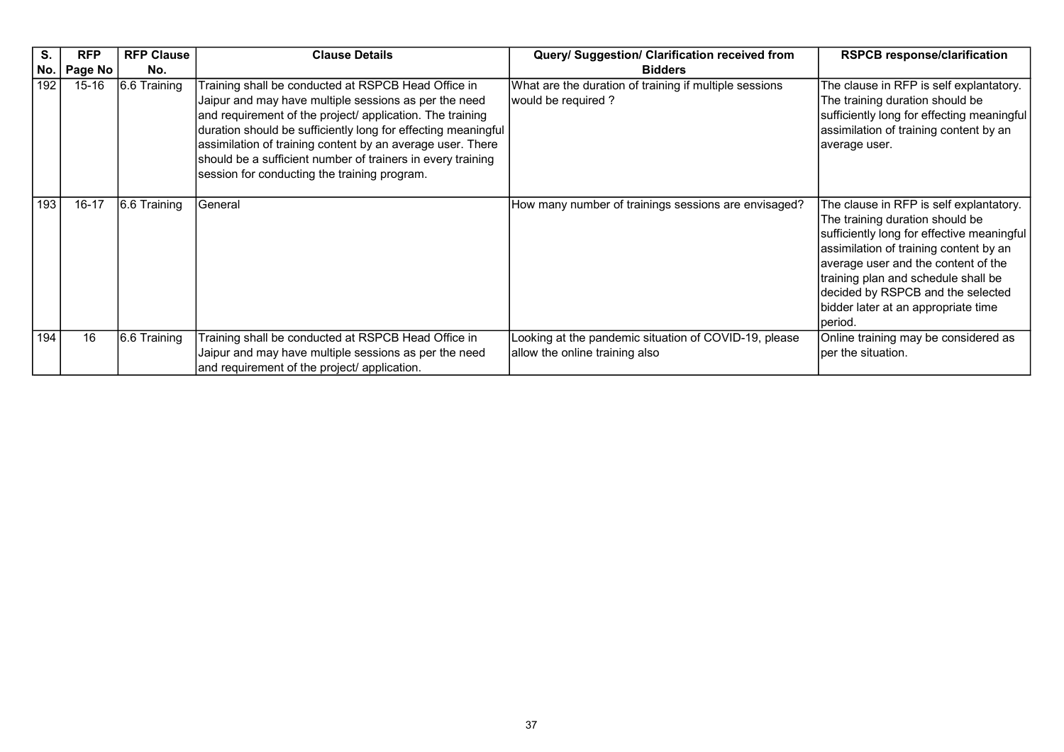| S. No. | RFP Page No | RFP Clause No. | Clause Details | Query/ Suggestion/ Clarification received from Bidders | RSPCB response/clarification |
|---|---|---|---|---|---|
| 192 | 15-16 | 6.6 Training | Training shall be conducted at RSPCB Head Office in Jaipur and may have multiple sessions as per the need and requirement of the project/ application. The training duration should be sufficiently long for effecting meaningful assimilation of training content by an average user. There should be a sufficient number of trainers in every training session for conducting the training program. | What are the duration of training if multiple sessions would be required ? | The clause in RFP is self explantatory. The training duration should be sufficiently long for effecting meaningful assimilation of training content by an average user. |
| 193 | 16-17 | 6.6 Training | General | How many number of trainings sessions are envisaged? | The clause in RFP is self explantatory. The training duration should be sufficiently long for effective meaningful assimilation of training content by an average user and the content of the training plan and schedule shall be decided by RSPCB and the selected bidder later at an appropriate time period. |
| 194 | 16 | 6.6 Training | Training shall be conducted at RSPCB Head Office in Jaipur and may have multiple sessions as per the need and requirement of the project/ application. | Looking at the pandemic situation of COVID-19, please allow the online training also | Online training may be considered as per the situation. |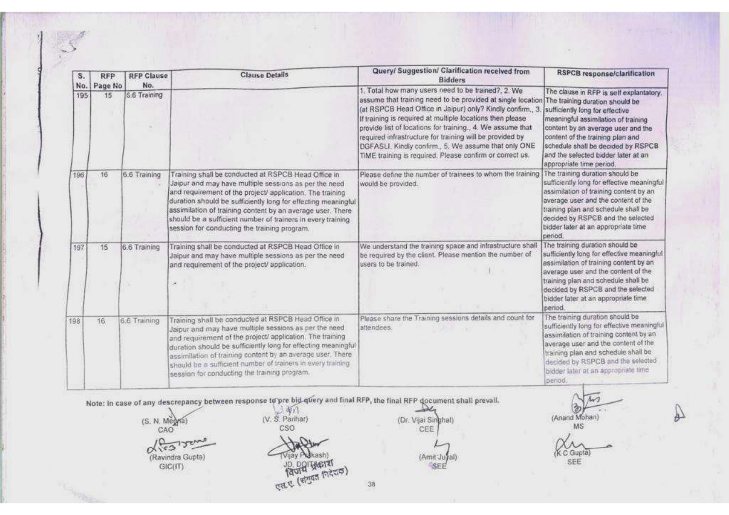| S. No. | RFP Page No | RFP Clause No. | Clause Details | Query/ Suggestion/ Clarification received from Bidders | RSPCB response/clarification |
|---|---|---|---|---|---|
| 195 | 15 | 6.6 Training | | 1. Total how many users need to be trained?, 2. We assume that training need to be provided at single location (at RSPCB Head Office in Jaipur) only? Kindly confirm., 3. If training is required at multiple locations then please provide list of locations for training., 4. We assume that required infrastructure for training will be provided by DGFASLI. Kindly confirm., 5. We assume that only ONE TIME training is required. Please confirm or correct us. | The clause in RFP is self explantatory. The training duration should be sufficiently long for effective meaningful assimilation of training content by an average user and the content of the training plan and schedule shall be decided by RSPCB and the selected bidder later at an appropriate time period. |
| 196 | 16 | 6.6 Training | Training shall be conducted at RSPCB Head Office in Jaipur and may have multiple sessions as per the need and requirement of the project/ application. The training duration should be sufficiently long for effecting meaningful assimilation of training content by an average user. There should be a sufficient number of trainers in every training session for conducting the training program. | Please define the number of trainees to whom the training would be provided. | The training duration should be sufficiently long for effective meaningful assimilation of training content by an average user and the content of the training plan and schedule shall be decided by RSPCB and the selected bidder later at an appropriate time period. |
| 197 | 15 | 6.6 Training | Training shall be conducted at RSPCB Head Office in Jaipur and may have multiple sessions as per the need and requirement of the project/ application. | We understand the training space and infrastructure shall be required by the client. Please mention the number of users to be trained. | The training duration should be sufficiently long for effective meaningful assimilation of training content by an average user and the content of the training plan and schedule shall be decided by RSPCB and the selected bidder later at an appropriate time period. |
| 198 | 16 | 6.6 Training | Training shall be conducted at RSPCB Head Office in Jaipur and may have multiple sessions as per the need and requirement of the project/ application. The training duration should be sufficiently long for effecting meaningful assimilation of training content by an average user. There should be a sufficient number of trainers in every training session for conducting the training program. | Please share the Training sessions details and count for attendees. | The training duration should be sufficiently long for effective meaningful assimilation of training content by an average user and the content of the training plan and schedule shall be decided by RSPCB and the selected bidder later at an appropriate time period. |

**Note: In case of any descrepancy between response to pre bid query and final RFP, the final RFP document shall prevail.**

(S. N. Meena)
CAO

(V. S. Parihar)
CSO

(Dr. Vijai Singhal)
CEE

(Anand Mohan)
MS

(Ravindra Gupta)
GIC(IT)

(Vijay Prakash)
JD, DOIT
विजय प्रकाश
एस.ए. (संयुक्त निदेशक)

(Amit Juyal)
SEE

(K C Gupta)
SEE